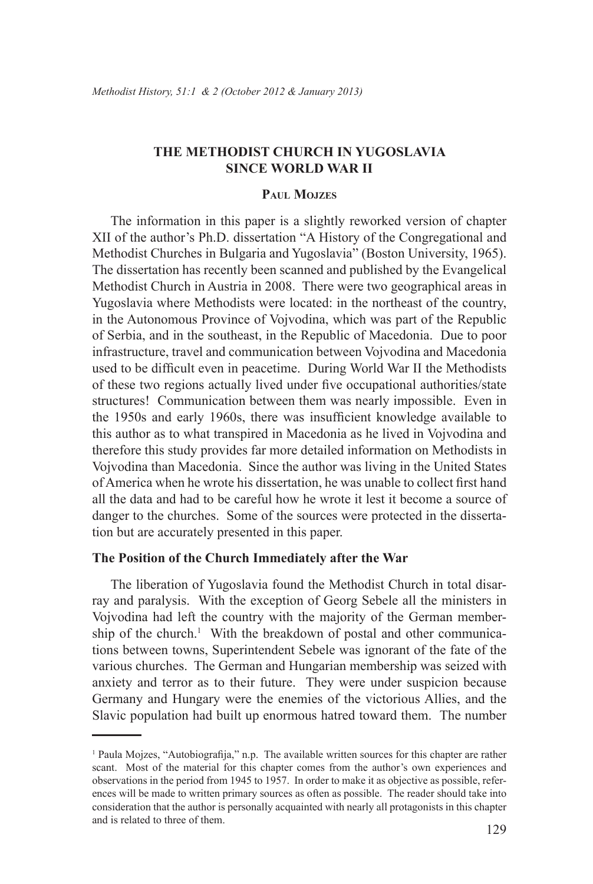# THE METHODIST CHURCH IN YUGOSLAVIA SINCE WORLD WAR II

Paul Mojzes

The information in this paper is a slightly reworked version of chapter XII of the author's Ph.D. dissertation "A History of the Congregational and Methodist Churches in Bulgaria and Yugoslavia" (Boston University, 1965). The dissertation has recently been scanned and published by the Evangelical Methodist Church in Austria in 2008. There were two geographical areas in Yugoslavia where Methodists were located: in the northeast of the country, in the Autonomous Province of Vojvodina, which was part of the Republic of Serbia, and in the southeast, in the Republic of Macedonia. Due to poor infrastructure, travel and communication between Vojvodina and Macedonia used to be difficult even in peacetime. During World War II the Methodists of these two regions actually lived under five occupational authorities/state structures! Communication between them was nearly impossible. Even in the 1950s and early 1960s, there was insufficient knowledge available to this author as to what transpired in Macedonia as he lived in Vojvodina and therefore this study provides far more detailed information on Methodists in Vojvodina than Macedonia. Since the author was living in the United States of America when he wrote his dissertation, he was unable to collect first hand all the data and had to be careful how he wrote it lest it become a source of danger to the churches. Some of the sources were protected in the dissertation but are accurately presented in this paper.

## The Position of the Church Immediately after the War

The liberation of Yugoslavia found the Methodist Church in total disarray and paralysis. With the exception of Georg Sebele all the ministers in Vojvodina had left the country with the majority of the German membership of the church.[1] With the breakdown of postal and other communications between towns, Superintendent Sebele was ignorant of the fate of the various churches. The German and Hungarian membership was seized with anxiety and terror as to their future. They were under suspicion because Germany and Hungary were the enemies of the victorious Allies, and the Slavic population had built up enormous hatred toward them. The number

---

[1] Paula Mojzes, "Autobiografija," n.p. The available written sources for this chapter are rather scant. Most of the material for this chapter comes from the author's own experiences and observations in the period from 1945 to 1957. In order to make it as objective as possible, references will be made to written primary sources as often as possible. The reader should take into consideration that the author is personally acquainted with nearly all protagonists in this chapter and is related to three of them.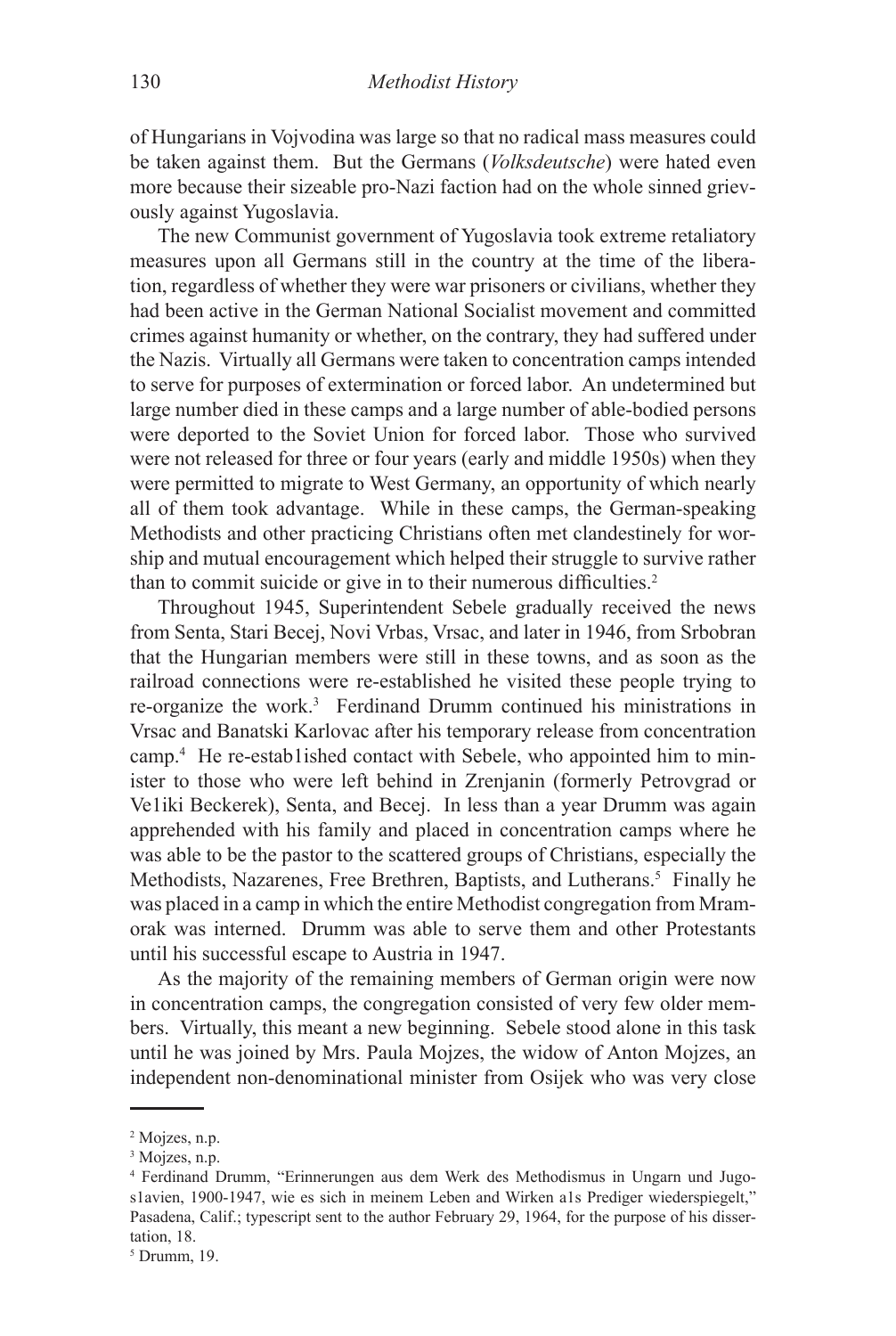of Hungarians in Vojvodina was large so that no radical mass measures could be taken against them. But the Germans (*Volksdeutsche*) were hated even more because their sizeable pro-Nazi faction had on the whole sinned grievously against Yugoslavia.

The new Communist government of Yugoslavia took extreme retaliatory measures upon all Germans still in the country at the time of the liberation, regardless of whether they were war prisoners or civilians, whether they had been active in the German National Socialist movement and committed crimes against humanity or whether, on the contrary, they had suffered under the Nazis. Virtually all Germans were taken to concentration camps intended to serve for purposes of extermination or forced labor. An undetermined but large number died in these camps and a large number of able-bodied persons were deported to the Soviet Union for forced labor. Those who survived were not released for three or four years (early and middle 1950s) when they were permitted to migrate to West Germany, an opportunity of which nearly all of them took advantage. While in these camps, the German-speaking Methodists and other practicing Christians often met clandestinely for worship and mutual encouragement which helped their struggle to survive rather than to commit suicide or give in to their numerous difficulties.[2]

Throughout 1945, Superintendent Sebele gradually received the news from Senta, Stari Becej, Novi Vrbas, Vrsac, and later in 1946, from Srbobran that the Hungarian members were still in these towns, and as soon as the railroad connections were re-established he visited these people trying to re-organize the work.[3] Ferdinand Drumm continued his ministrations in Vrsac and Banatski Karlovac after his temporary release from concentration camp.[4] He re-estab1ished contact with Sebele, who appointed him to minister to those who were left behind in Zrenjanin (formerly Petrovgrad or Ve1iki Beckerek), Senta, and Becej. In less than a year Drumm was again apprehended with his family and placed in concentration camps where he was able to be the pastor to the scattered groups of Christians, especially the Methodists, Nazarenes, Free Brethren, Baptists, and Lutherans.[5] Finally he was placed in a camp in which the entire Methodist congregation from Mramorak was interned. Drumm was able to serve them and other Protestants until his successful escape to Austria in 1947.

As the majority of the remaining members of German origin were now in concentration camps, the congregation consisted of very few older members. Virtually, this meant a new beginning. Sebele stood alone in this task until he was joined by Mrs. Paula Mojzes, the widow of Anton Mojzes, an independent non-denominational minister from Osijek who was very close

---

[2] Mojzes, n.p.

[3] Mojzes, n.p.

[4] Ferdinand Drumm, "Erinnerungen aus dem Werk des Methodismus in Ungarn und Jugos1avien, 1900-1947, wie es sich in meinem Leben and Wirken a1s Prediger wiederspiegelt," Pasadena, Calif.; typescript sent to the author February 29, 1964, for the purpose of his dissertation, 18.

[5] Drumm, 19.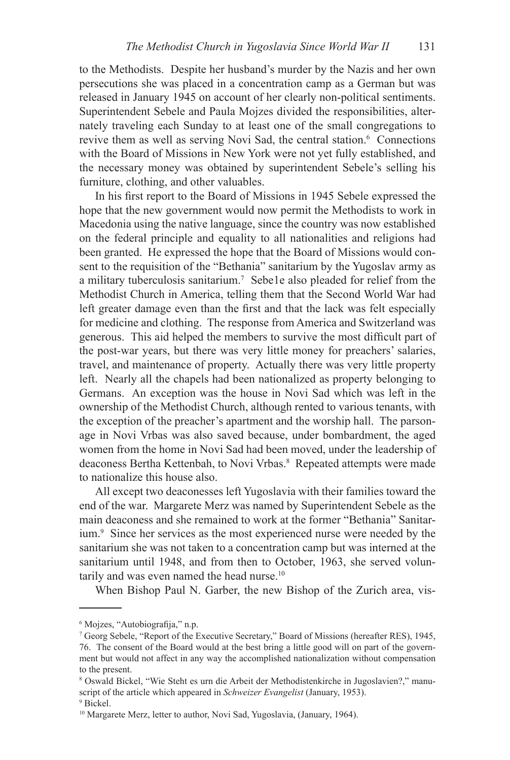to the Methodists. Despite her husband's murder by the Nazis and her own persecutions she was placed in a concentration camp as a German but was released in January 1945 on account of her clearly non-political sentiments. Superintendent Sebele and Paula Mojzes divided the responsibilities, alternately traveling each Sunday to at least one of the small congregations to revive them as well as serving Novi Sad, the central station.[6] Connections with the Board of Missions in New York were not yet fully established, and the necessary money was obtained by superintendent Sebele's selling his furniture, clothing, and other valuables.

In his first report to the Board of Missions in 1945 Sebele expressed the hope that the new government would now permit the Methodists to work in Macedonia using the native language, since the country was now established on the federal principle and equality to all nationalities and religions had been granted. He expressed the hope that the Board of Missions would consent to the requisition of the "Bethania" sanitarium by the Yugoslav army as a military tuberculosis sanitarium.[7] Sebe1e also pleaded for relief from the Methodist Church in America, telling them that the Second World War had left greater damage even than the first and that the lack was felt especially for medicine and clothing. The response from America and Switzerland was generous. This aid helped the members to survive the most difficult part of the post-war years, but there was very little money for preachers' salaries, travel, and maintenance of property. Actually there was very little property left. Nearly all the chapels had been nationalized as property belonging to Germans. An exception was the house in Novi Sad which was left in the ownership of the Methodist Church, although rented to various tenants, with the exception of the preacher's apartment and the worship hall. The parsonage in Novi Vrbas was also saved because, under bombardment, the aged women from the home in Novi Sad had been moved, under the leadership of deaconess Bertha Kettenbah, to Novi Vrbas.[8] Repeated attempts were made to nationalize this house also.

All except two deaconesses left Yugoslavia with their families toward the end of the war. Margarete Merz was named by Superintendent Sebele as the main deaconess and she remained to work at the former "Bethania" Sanitarium.[9] Since her services as the most experienced nurse were needed by the sanitarium she was not taken to a concentration camp but was interned at the sanitarium until 1948, and from then to October, 1963, she served voluntarily and was even named the head nurse.[10]

When Bishop Paul N. Garber, the new Bishop of the Zurich area, vis-

---

[6] Mojzes, "Autobiografija," n.p.

[7] Georg Sebele, "Report of the Executive Secretary," Board of Missions (hereafter RES), 1945, 76. The consent of the Board would at the best bring a little good will on part of the government but would not affect in any way the accomplished nationalization without compensation to the present.

[8] Oswald Bickel, "Wie Steht es urn die Arbeit der Methodistenkirche in Jugoslavien?," manuscript of the article which appeared in *Schweizer Evangelist* (January, 1953).

[9] Bickel.

[10] Margarete Merz, letter to author, Novi Sad, Yugoslavia, (January, 1964).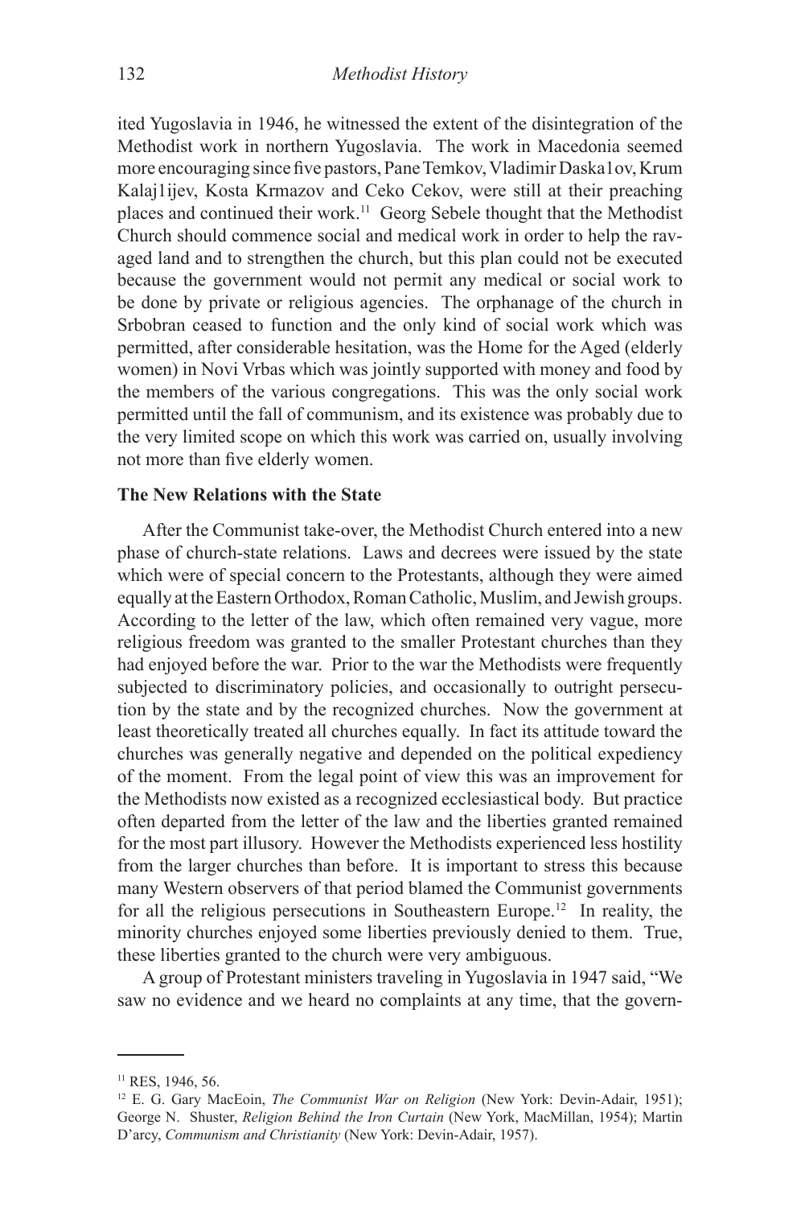ited Yugoslavia in 1946, he witnessed the extent of the disintegration of the Methodist work in northern Yugoslavia. The work in Macedonia seemed more encouraging since five pastors, Pane Temkov, Vladimir Daska1ov, Krum Kalaj1ijev, Kosta Krmazov and Ceko Cekov, were still at their preaching places and continued their work.[11] Georg Sebele thought that the Methodist Church should commence social and medical work in order to help the ravaged land and to strengthen the church, but this plan could not be executed because the government would not permit any medical or social work to be done by private or religious agencies. The orphanage of the church in Srbobran ceased to function and the only kind of social work which was permitted, after considerable hesitation, was the Home for the Aged (elderly women) in Novi Vrbas which was jointly supported with money and food by the members of the various congregations. This was the only social work permitted until the fall of communism, and its existence was probably due to the very limited scope on which this work was carried on, usually involving not more than five elderly women.

**The New Relations with the State**

After the Communist take-over, the Methodist Church entered into a new phase of church-state relations. Laws and decrees were issued by the state which were of special concern to the Protestants, although they were aimed equally at the Eastern Orthodox, Roman Catholic, Muslim, and Jewish groups. According to the letter of the law, which often remained very vague, more religious freedom was granted to the smaller Protestant churches than they had enjoyed before the war. Prior to the war the Methodists were frequently subjected to discriminatory policies, and occasionally to outright persecution by the state and by the recognized churches. Now the government at least theoretically treated all churches equally. In fact its attitude toward the churches was generally negative and depended on the political expediency of the moment. From the legal point of view this was an improvement for the Methodists now existed as a recognized ecclesiastical body. But practice often departed from the letter of the law and the liberties granted remained for the most part illusory. However the Methodists experienced less hostility from the larger churches than before. It is important to stress this because many Western observers of that period blamed the Communist governments for all the religious persecutions in Southeastern Europe.[12] In reality, the minority churches enjoyed some liberties previously denied to them. True, these liberties granted to the church were very ambiguous.

A group of Protestant ministers traveling in Yugoslavia in 1947 said, "We saw no evidence and we heard no complaints at any time, that the govern-

---

[11] RES, 1946, 56.

[12] E. G. Gary MacEoin, *The Communist War on Religion* (New York: Devin-Adair, 1951); George N. Shuster, *Religion Behind the Iron Curtain* (New York, MacMillan, 1954); Martin D'arcy, *Communism and Christianity* (New York: Devin-Adair, 1957).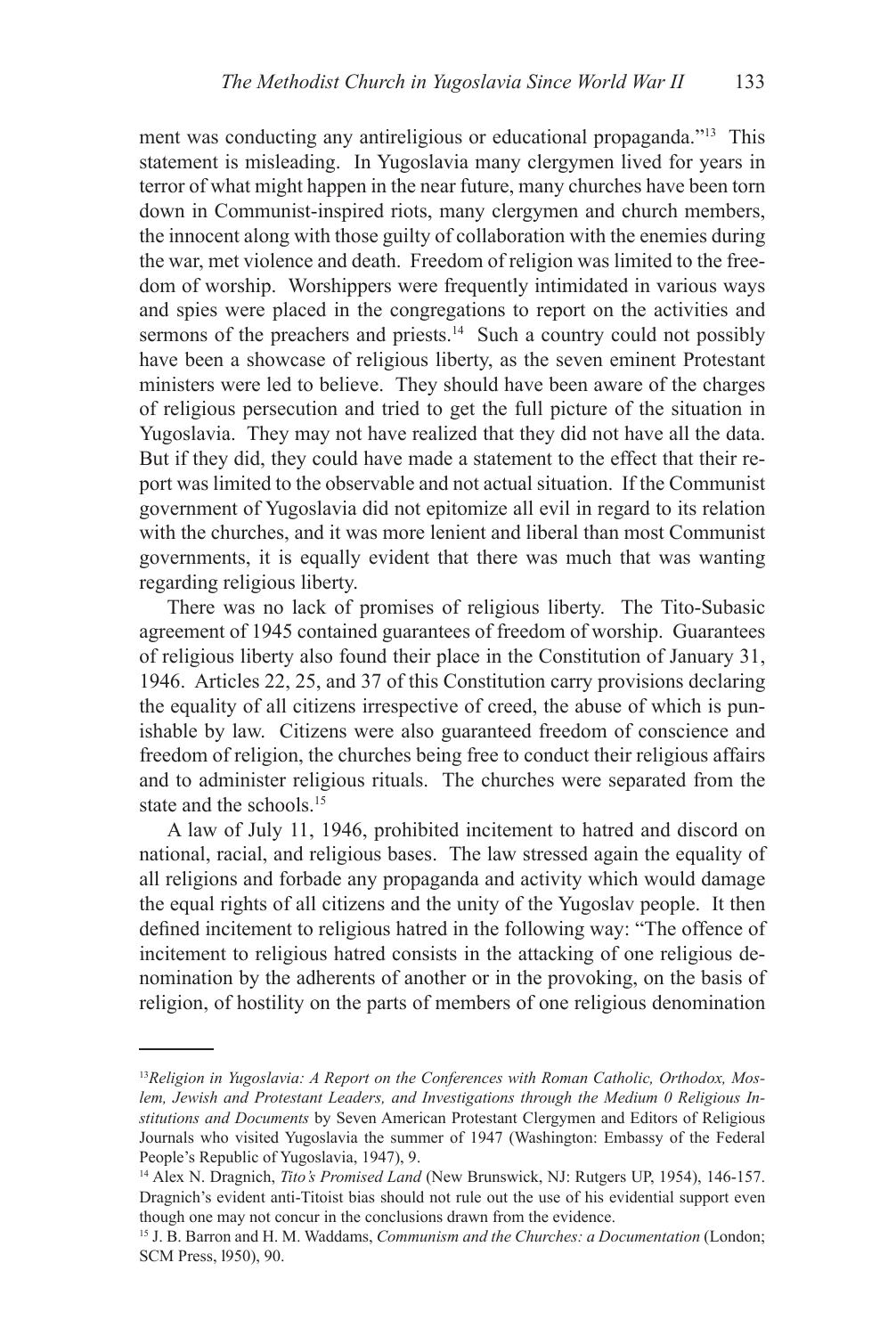ment was conducting any antireligious or educational propaganda."[13] This statement is misleading. In Yugoslavia many clergymen lived for years in terror of what might happen in the near future, many churches have been torn down in Communist-inspired riots, many clergymen and church members, the innocent along with those guilty of collaboration with the enemies during the war, met violence and death. Freedom of religion was limited to the freedom of worship. Worshippers were frequently intimidated in various ways and spies were placed in the congregations to report on the activities and sermons of the preachers and priests.[14] Such a country could not possibly have been a showcase of religious liberty, as the seven eminent Protestant ministers were led to believe. They should have been aware of the charges of religious persecution and tried to get the full picture of the situation in Yugoslavia. They may not have realized that they did not have all the data. But if they did, they could have made a statement to the effect that their report was limited to the observable and not actual situation. If the Communist government of Yugoslavia did not epitomize all evil in regard to its relation with the churches, and it was more lenient and liberal than most Communist governments, it is equally evident that there was much that was wanting regarding religious liberty.

There was no lack of promises of religious liberty. The Tito-Subasic agreement of 1945 contained guarantees of freedom of worship. Guarantees of religious liberty also found their place in the Constitution of January 31, 1946. Articles 22, 25, and 37 of this Constitution carry provisions declaring the equality of all citizens irrespective of creed, the abuse of which is punishable by law. Citizens were also guaranteed freedom of conscience and freedom of religion, the churches being free to conduct their religious affairs and to administer religious rituals. The churches were separated from the state and the schools.[15]

A law of July 11, 1946, prohibited incitement to hatred and discord on national, racial, and religious bases. The law stressed again the equality of all religions and forbade any propaganda and activity which would damage the equal rights of all citizens and the unity of the Yugoslav people. It then defined incitement to religious hatred in the following way: "The offence of incitement to religious hatred consists in the attacking of one religious denomination by the adherents of another or in the provoking, on the basis of religion, of hostility on the parts of members of one religious denomination

---

[13] *Religion in Yugoslavia: A Report on the Conferences with Roman Catholic, Orthodox, Moslem, Jewish and Protestant Leaders, and Investigations through the Medium 0 Religious Institutions and Documents* by Seven American Protestant Clergymen and Editors of Religious Journals who visited Yugoslavia the summer of 1947 (Washington: Embassy of the Federal People's Republic of Yugoslavia, 1947), 9.

[14] Alex N. Dragnich, *Tito's Promised Land* (New Brunswick, NJ: Rutgers UP, 1954), 146-157. Dragnich's evident anti-Titoist bias should not rule out the use of his evidential support even though one may not concur in the conclusions drawn from the evidence.

[15] J. B. Barron and H. M. Waddams, *Communism and the Churches: a Documentation* (London; SCM Press, l950), 90.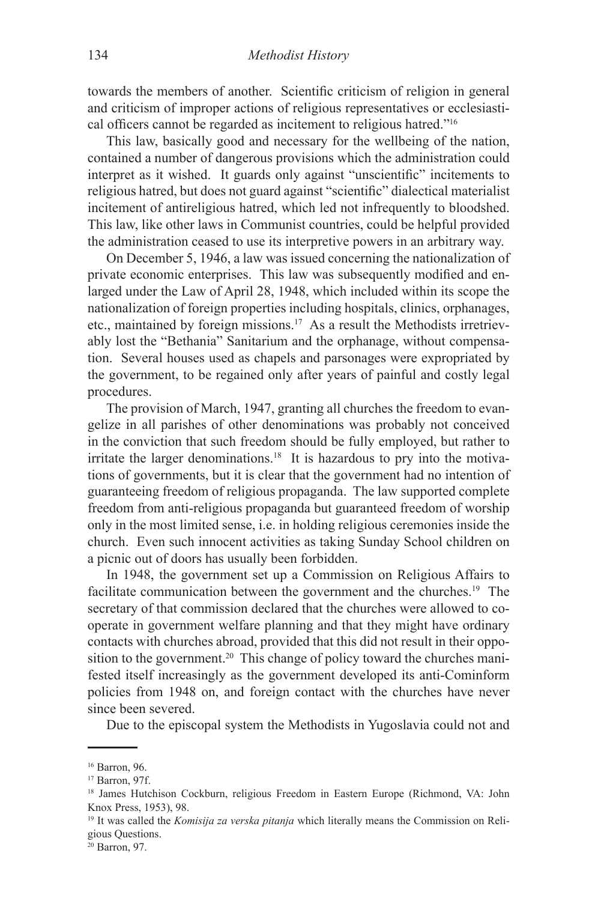towards the members of another. Scientific criticism of religion in general and criticism of improper actions of religious representatives or ecclesiastical officers cannot be regarded as incitement to religious hatred."[16]

This law, basically good and necessary for the wellbeing of the nation, contained a number of dangerous provisions which the administration could interpret as it wished. It guards only against "unscientific" incitements to religious hatred, but does not guard against "scientific" dialectical materialist incitement of antireligious hatred, which led not infrequently to bloodshed. This law, like other laws in Communist countries, could be helpful provided the administration ceased to use its interpretive powers in an arbitrary way.

On December 5, 1946, a law was issued concerning the nationalization of private economic enterprises. This law was subsequently modified and enlarged under the Law of April 28, 1948, which included within its scope the nationalization of foreign properties including hospitals, clinics, orphanages, etc., maintained by foreign missions.[17] As a result the Methodists irretrievably lost the "Bethania" Sanitarium and the orphanage, without compensation. Several houses used as chapels and parsonages were expropriated by the government, to be regained only after years of painful and costly legal procedures.

The provision of March, 1947, granting all churches the freedom to evangelize in all parishes of other denominations was probably not conceived in the conviction that such freedom should be fully employed, but rather to irritate the larger denominations.[18] It is hazardous to pry into the motivations of governments, but it is clear that the government had no intention of guaranteeing freedom of religious propaganda. The law supported complete freedom from anti-religious propaganda but guaranteed freedom of worship only in the most limited sense, i.e. in holding religious ceremonies inside the church. Even such innocent activities as taking Sunday School children on a picnic out of doors has usually been forbidden.

In 1948, the government set up a Commission on Religious Affairs to facilitate communication between the government and the churches.[19] The secretary of that commission declared that the churches were allowed to cooperate in government welfare planning and that they might have ordinary contacts with churches abroad, provided that this did not result in their opposition to the government.[20] This change of policy toward the churches manifested itself increasingly as the government developed its anti-Cominform policies from 1948 on, and foreign contact with the churches have never since been severed.

Due to the episcopal system the Methodists in Yugoslavia could not and

---

[16] Barron, 96.

[17] Barron, 97f.

[18] James Hutchison Cockburn, religious Freedom in Eastern Europe (Richmond, VA: John Knox Press, 1953), 98.

[19] It was called the *Komisija za verska pitanja* which literally means the Commission on Religious Questions.

[20] Barron, 97.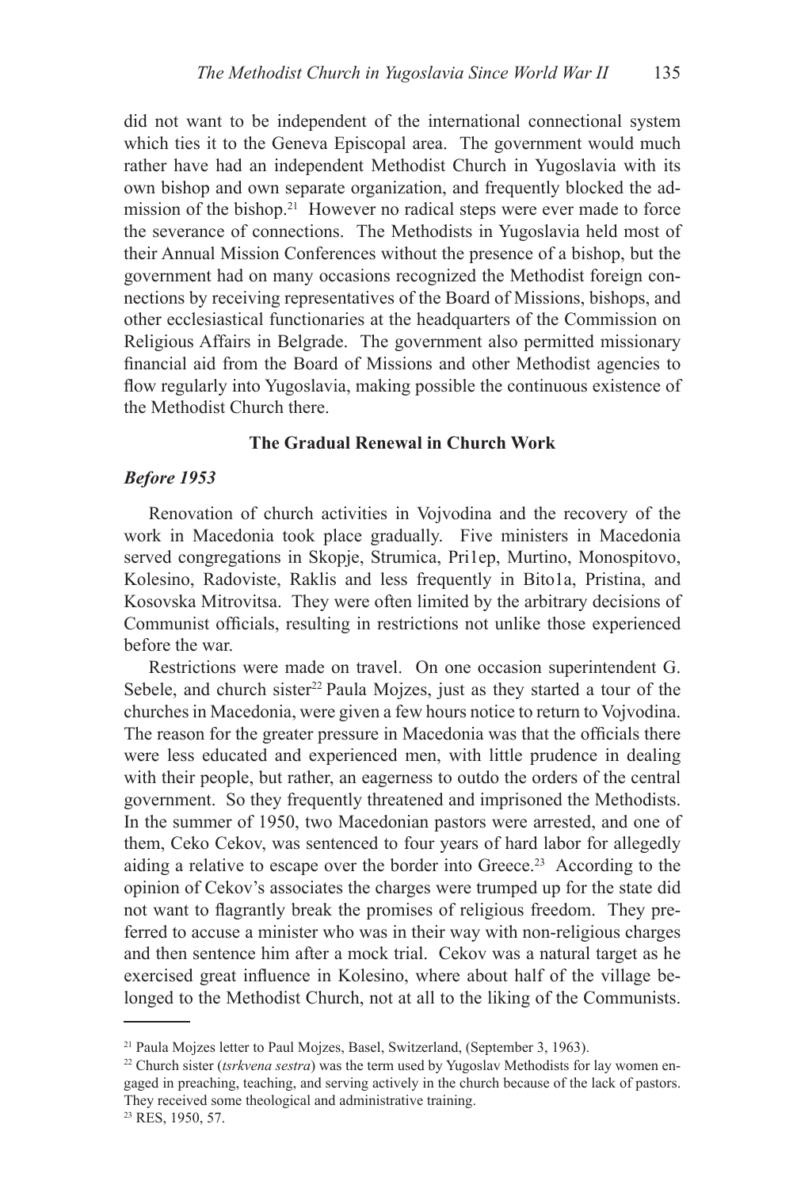did not want to be independent of the international connectional system which ties it to the Geneva Episcopal area. The government would much rather have had an independent Methodist Church in Yugoslavia with its own bishop and own separate organization, and frequently blocked the admission of the bishop.[21] However no radical steps were ever made to force the severance of connections. The Methodists in Yugoslavia held most of their Annual Mission Conferences without the presence of a bishop, but the government had on many occasions recognized the Methodist foreign connections by receiving representatives of the Board of Missions, bishops, and other ecclesiastical functionaries at the headquarters of the Commission on Religious Affairs in Belgrade. The government also permitted missionary financial aid from the Board of Missions and other Methodist agencies to flow regularly into Yugoslavia, making possible the continuous existence of the Methodist Church there.

**The Gradual Renewal in Church Work**

***Before 1953***

Renovation of church activities in Vojvodina and the recovery of the work in Macedonia took place gradually. Five ministers in Macedonia served congregations in Skopje, Strumica, Pri1ep, Murtino, Monospitovo, Kolesino, Radoviste, Raklis and less frequently in Bito1a, Pristina, and Kosovska Mitrovitsa. They were often limited by the arbitrary decisions of Communist officials, resulting in restrictions not unlike those experienced before the war.

Restrictions were made on travel. On one occasion superintendent G. Sebele, and church sister[22] Paula Mojzes, just as they started a tour of the churches in Macedonia, were given a few hours notice to return to Vojvodina. The reason for the greater pressure in Macedonia was that the officials there were less educated and experienced men, with little prudence in dealing with their people, but rather, an eagerness to outdo the orders of the central government. So they frequently threatened and imprisoned the Methodists. In the summer of 1950, two Macedonian pastors were arrested, and one of them, Ceko Cekov, was sentenced to four years of hard labor for allegedly aiding a relative to escape over the border into Greece.[23] According to the opinion of Cekov's associates the charges were trumped up for the state did not want to flagrantly break the promises of religious freedom. They preferred to accuse a minister who was in their way with non-religious charges and then sentence him after a mock trial. Cekov was a natural target as he exercised great influence in Kolesino, where about half of the village belonged to the Methodist Church, not at all to the liking of the Communists.

---

[21] Paula Mojzes letter to Paul Mojzes, Basel, Switzerland, (September 3, 1963).

[22] Church sister (*tsrkvena sestra*) was the term used by Yugoslav Methodists for lay women engaged in preaching, teaching, and serving actively in the church because of the lack of pastors. They received some theological and administrative training.

[23] RES, 1950, 57.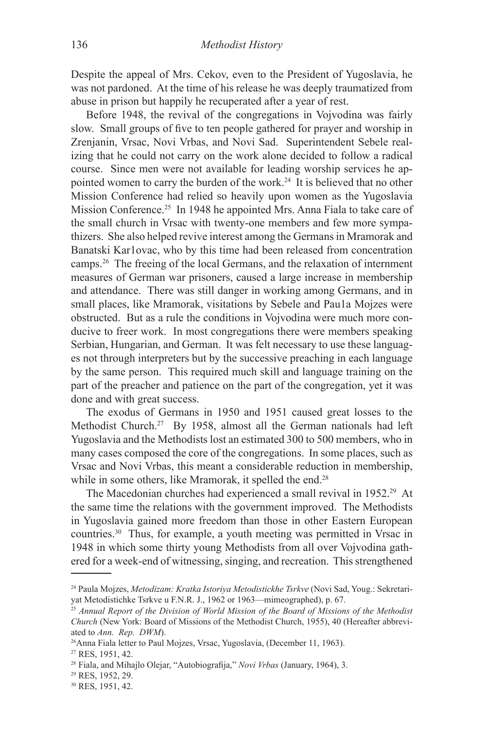Despite the appeal of Mrs. Cekov, even to the President of Yugoslavia, he was not pardoned. At the time of his release he was deeply traumatized from abuse in prison but happily he recuperated after a year of rest.

Before 1948, the revival of the congregations in Vojvodina was fairly slow. Small groups of five to ten people gathered for prayer and worship in Zrenjanin, Vrsac, Novi Vrbas, and Novi Sad. Superintendent Sebele realizing that he could not carry on the work alone decided to follow a radical course. Since men were not available for leading worship services he appointed women to carry the burden of the work.[24] It is believed that no other Mission Conference had relied so heavily upon women as the Yugoslavia Mission Conference.[25] In 1948 he appointed Mrs. Anna Fiala to take care of the small church in Vrsac with twenty-one members and few more sympathizers. She also helped revive interest among the Germans in Mramorak and Banatski Kar1ovac, who by this time had been released from concentration camps.[26] The freeing of the local Germans, and the relaxation of internment measures of German war prisoners, caused a large increase in membership and attendance. There was still danger in working among Germans, and in small places, like Mramorak, visitations by Sebele and Pau1a Mojzes were obstructed. But as a rule the conditions in Vojvodina were much more conducive to freer work. In most congregations there were members speaking Serbian, Hungarian, and German. It was felt necessary to use these languages not through interpreters but by the successive preaching in each language by the same person. This required much skill and language training on the part of the preacher and patience on the part of the congregation, yet it was done and with great success.

The exodus of Germans in 1950 and 1951 caused great losses to the Methodist Church.[27] By 1958, almost all the German nationals had left Yugoslavia and the Methodists lost an estimated 300 to 500 members, who in many cases composed the core of the congregations. In some places, such as Vrsac and Novi Vrbas, this meant a considerable reduction in membership, while in some others, like Mramorak, it spelled the end.[28]

The Macedonian churches had experienced a small revival in 1952.[29] At the same time the relations with the government improved. The Methodists in Yugoslavia gained more freedom than those in other Eastern European countries.[30] Thus, for example, a youth meeting was permitted in Vrsac in 1948 in which some thirty young Methodists from all over Vojvodina gathered for a week-end of witnessing, singing, and recreation. This strengthened

---

[24] Paula Mojzes, *Metodizam: Kratka Istoriya Metodistickhe Tsrkve* (Novi Sad, Youg.: Sekretariyat Metodistichke Tsrkve u F.N.R. J., 1962 or 1963—mimeographed), p. 67.

[25] *Annual Report of the Division of World Mission of the Board of Missions of the Methodist Church* (New York: Board of Missions of the Methodist Church, 1955), 40 (Hereafter abbreviated to *Ann. Rep. DWM*).

[26] Anna Fiala letter to Paul Mojzes, Vrsac, Yugoslavia, (December 11, 1963).

[27] RES, 1951, 42.

[28] Fiala, and Mihajlo Olejar, "Autobiografija," *Novi Vrbas* (January, 1964), 3.

[29] RES, 1952, 29.

[30] RES, 1951, 42.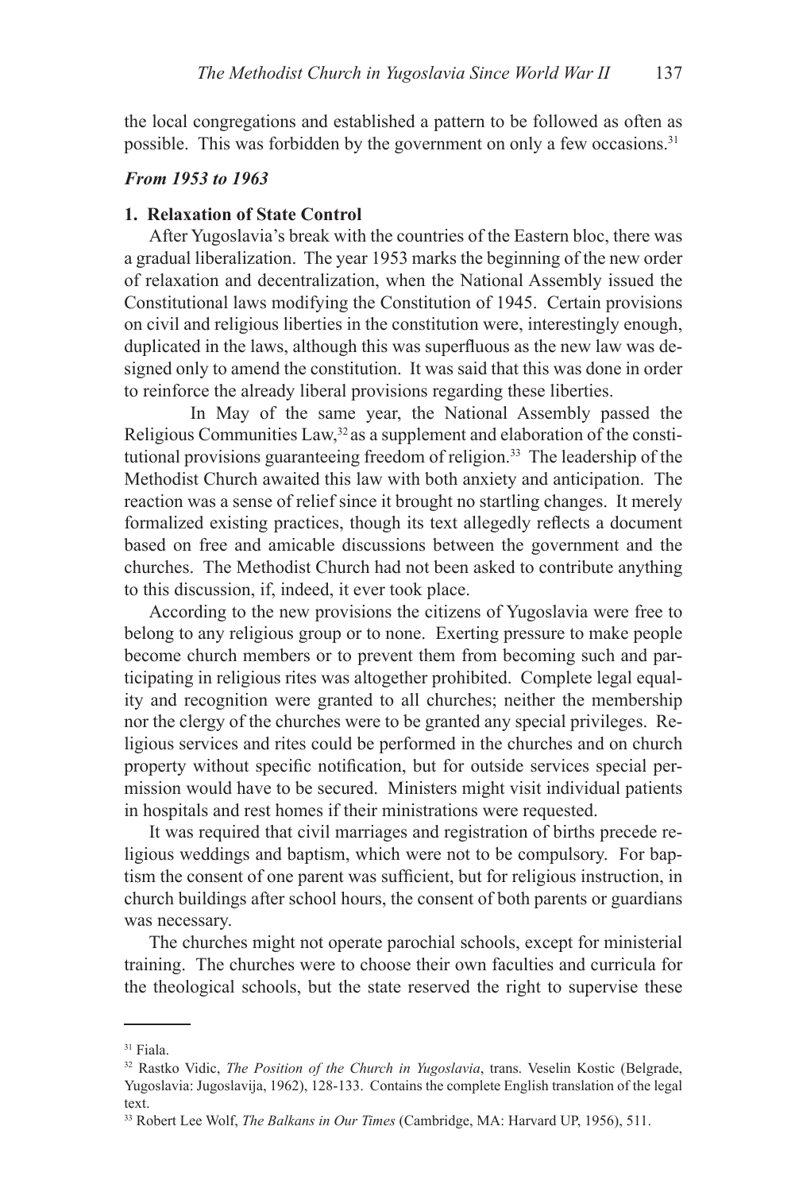the local congregations and established a pattern to be followed as often as possible. This was forbidden by the government on only a few occasions.[31]

***From 1953 to 1963***

**1. Relaxation of State Control**

After Yugoslavia's break with the countries of the Eastern bloc, there was a gradual liberalization. The year 1953 marks the beginning of the new order of relaxation and decentralization, when the National Assembly issued the Constitutional laws modifying the Constitution of 1945. Certain provisions on civil and religious liberties in the constitution were, interestingly enough, duplicated in the laws, although this was superfluous as the new law was designed only to amend the constitution. It was said that this was done in order to reinforce the already liberal provisions regarding these liberties.

In May of the same year, the National Assembly passed the Religious Communities Law,[32] as a supplement and elaboration of the constitutional provisions guaranteeing freedom of religion.[33] The leadership of the Methodist Church awaited this law with both anxiety and anticipation. The reaction was a sense of relief since it brought no startling changes. It merely formalized existing practices, though its text allegedly reflects a document based on free and amicable discussions between the government and the churches. The Methodist Church had not been asked to contribute anything to this discussion, if, indeed, it ever took place.

According to the new provisions the citizens of Yugoslavia were free to belong to any religious group or to none. Exerting pressure to make people become church members or to prevent them from becoming such and participating in religious rites was altogether prohibited. Complete legal equality and recognition were granted to all churches; neither the membership nor the clergy of the churches were to be granted any special privileges. Religious services and rites could be performed in the churches and on church property without specific notification, but for outside services special permission would have to be secured. Ministers might visit individual patients in hospitals and rest homes if their ministrations were requested.

It was required that civil marriages and registration of births precede religious weddings and baptism, which were not to be compulsory. For baptism the consent of one parent was sufficient, but for religious instruction, in church buildings after school hours, the consent of both parents or guardians was necessary.

The churches might not operate parochial schools, except for ministerial training. The churches were to choose their own faculties and curricula for the theological schools, but the state reserved the right to supervise these

---

[31] Fiala.

[32] Rastko Vidic, *The Position of the Church in Yugoslavia*, trans. Veselin Kostic (Belgrade, Yugoslavia: Jugoslavija, 1962), 128-133. Contains the complete English translation of the legal text.

[33] Robert Lee Wolf, *The Balkans in Our Times* (Cambridge, MA: Harvard UP, 1956), 511.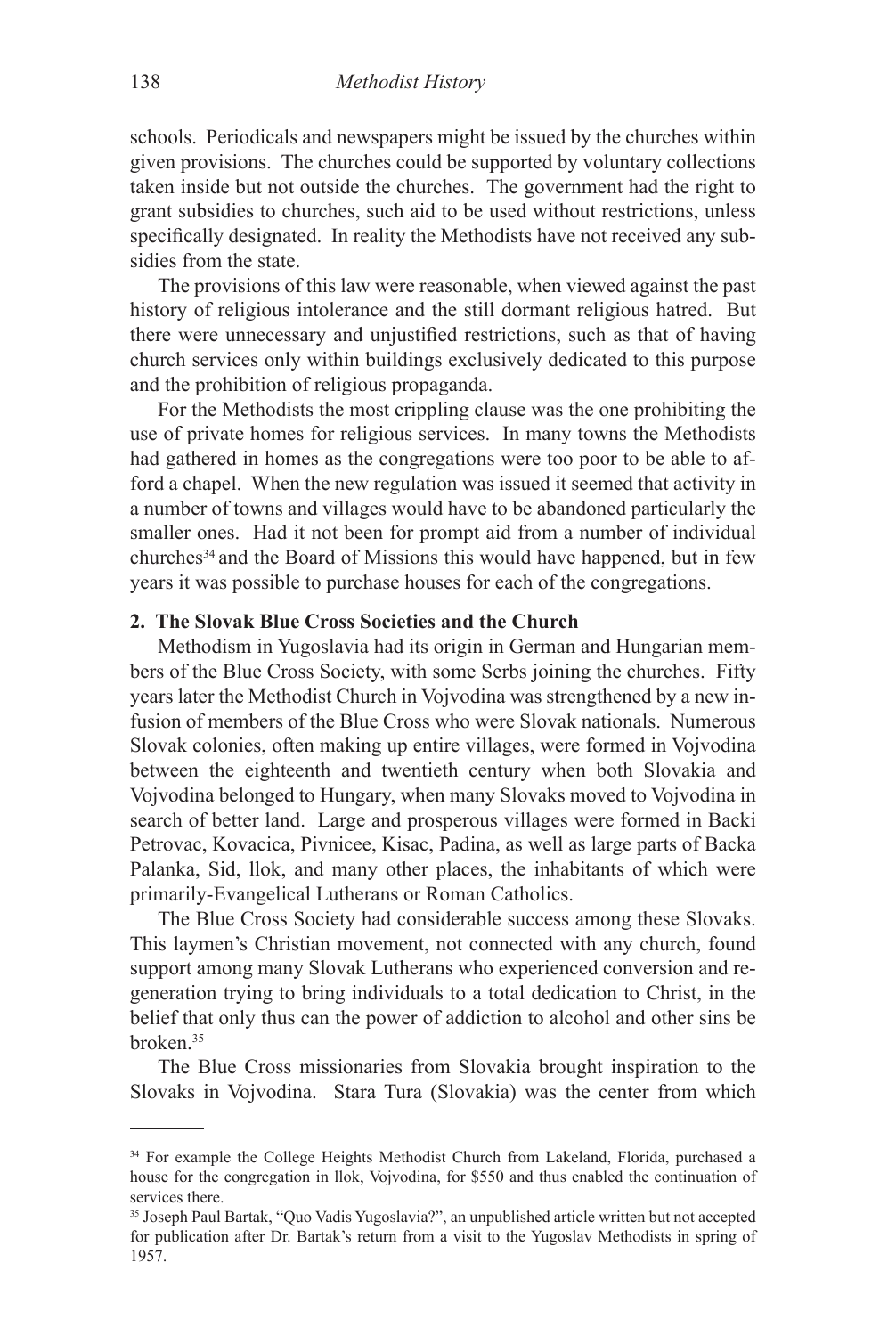schools. Periodicals and newspapers might be issued by the churches within given provisions. The churches could be supported by voluntary collections taken inside but not outside the churches. The government had the right to grant subsidies to churches, such aid to be used without restrictions, unless specifically designated. In reality the Methodists have not received any subsidies from the state.

The provisions of this law were reasonable, when viewed against the past history of religious intolerance and the still dormant religious hatred. But there were unnecessary and unjustified restrictions, such as that of having church services only within buildings exclusively dedicated to this purpose and the prohibition of religious propaganda.

For the Methodists the most crippling clause was the one prohibiting the use of private homes for religious services. In many towns the Methodists had gathered in homes as the congregations were too poor to be able to afford a chapel. When the new regulation was issued it seemed that activity in a number of towns and villages would have to be abandoned particularly the smaller ones. Had it not been for prompt aid from a number of individual churches[34] and the Board of Missions this would have happened, but in few years it was possible to purchase houses for each of the congregations.

**2. The Slovak Blue Cross Societies and the Church**

Methodism in Yugoslavia had its origin in German and Hungarian members of the Blue Cross Society, with some Serbs joining the churches. Fifty years later the Methodist Church in Vojvodina was strengthened by a new infusion of members of the Blue Cross who were Slovak nationals. Numerous Slovak colonies, often making up entire villages, were formed in Vojvodina between the eighteenth and twentieth century when both Slovakia and Vojvodina belonged to Hungary, when many Slovaks moved to Vojvodina in search of better land. Large and prosperous villages were formed in Backi Petrovac, Kovacica, Pivnicee, Kisac, Padina, as well as large parts of Backa Palanka, Sid, llok, and many other places, the inhabitants of which were primarily-Evangelical Lutherans or Roman Catholics.

The Blue Cross Society had considerable success among these Slovaks. This laymen's Christian movement, not connected with any church, found support among many Slovak Lutherans who experienced conversion and regeneration trying to bring individuals to a total dedication to Christ, in the belief that only thus can the power of addiction to alcohol and other sins be broken.[35]

The Blue Cross missionaries from Slovakia brought inspiration to the Slovaks in Vojvodina. Stara Tura (Slovakia) was the center from which

[34] For example the College Heights Methodist Church from Lakeland, Florida, purchased a house for the congregation in llok, Vojvodina, for $550 and thus enabled the continuation of services there.

[35] Joseph Paul Bartak, "Quo Vadis Yugoslavia?", an unpublished article written but not accepted for publication after Dr. Bartak's return from a visit to the Yugoslav Methodists in spring of 1957.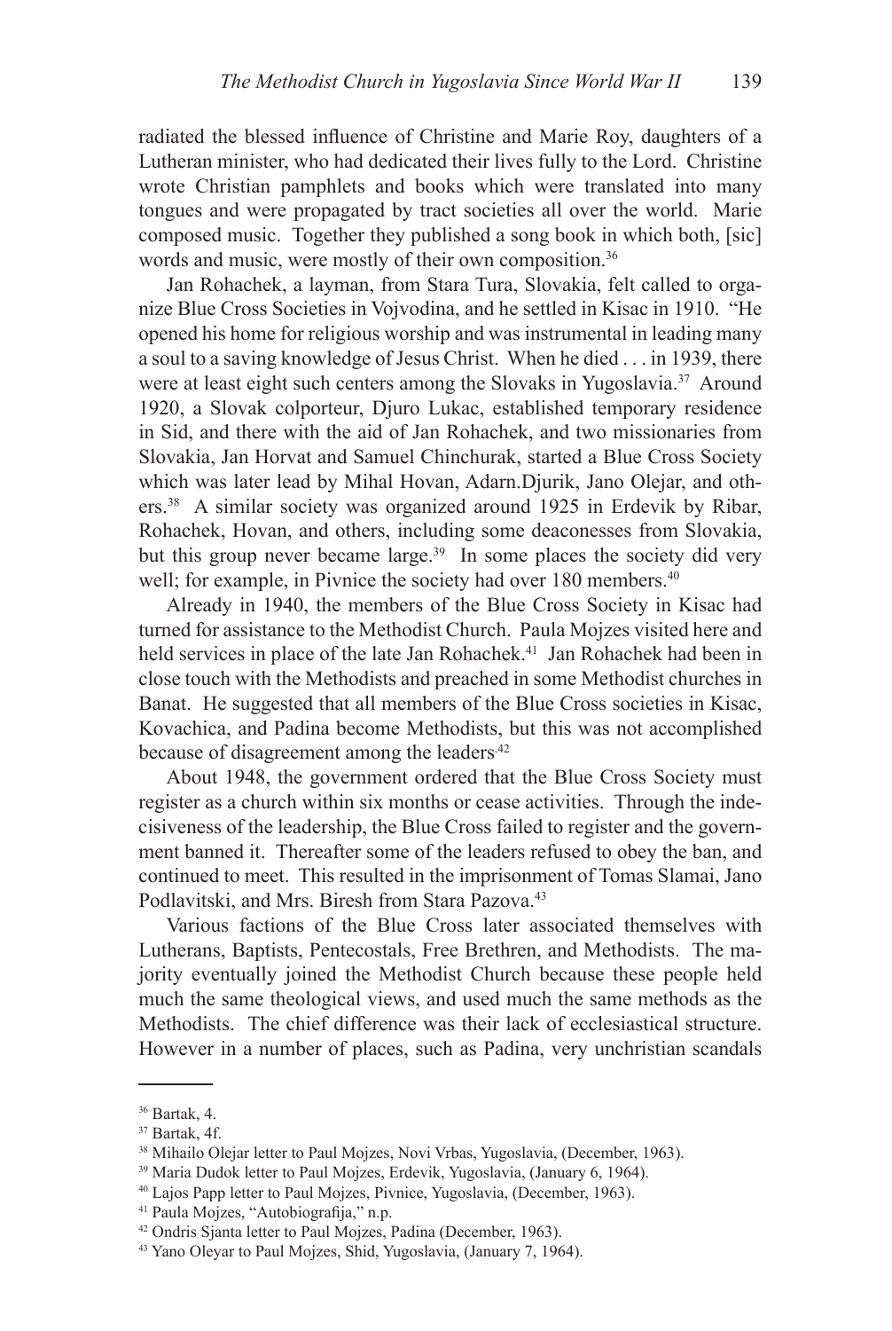radiated the blessed influence of Christine and Marie Roy, daughters of a Lutheran minister, who had dedicated their lives fully to the Lord. Christine wrote Christian pamphlets and books which were translated into many tongues and were propagated by tract societies all over the world. Marie composed music. Together they published a song book in which both, [sic] words and music, were mostly of their own composition.[36]

Jan Rohachek, a layman, from Stara Tura, Slovakia, felt called to organize Blue Cross Societies in Vojvodina, and he settled in Kisac in 1910. "He opened his home for religious worship and was instrumental in leading many a soul to a saving knowledge of Jesus Christ. When he died . . . in 1939, there were at least eight such centers among the Slovaks in Yugoslavia.[37] Around 1920, a Slovak colporteur, Djuro Lukac, established temporary residence in Sid, and there with the aid of Jan Rohachek, and two missionaries from Slovakia, Jan Horvat and Samuel Chinchurak, started a Blue Cross Society which was later lead by Mihal Hovan, Adarn.Djurik, Jano Olejar, and others.[38] A similar society was organized around 1925 in Erdevik by Ribar, Rohachek, Hovan, and others, including some deaconesses from Slovakia, but this group never became large.[39] In some places the society did very well; for example, in Pivnice the society had over 180 members.[40]

Already in 1940, the members of the Blue Cross Society in Kisac had turned for assistance to the Methodist Church. Paula Mojzes visited here and held services in place of the late Jan Rohachek.[41] Jan Rohachek had been in close touch with the Methodists and preached in some Methodist churches in Banat. He suggested that all members of the Blue Cross societies in Kisac, Kovachica, and Padina become Methodists, but this was not accomplished because of disagreement among the leaders.[42]

About 1948, the government ordered that the Blue Cross Society must register as a church within six months or cease activities. Through the indecisiveness of the leadership, the Blue Cross failed to register and the government banned it. Thereafter some of the leaders refused to obey the ban, and continued to meet. This resulted in the imprisonment of Tomas Slamai, Jano Podlavitski, and Mrs. Biresh from Stara Pazova.[43]

Various factions of the Blue Cross later associated themselves with Lutherans, Baptists, Pentecostals, Free Brethren, and Methodists. The majority eventually joined the Methodist Church because these people held much the same theological views, and used much the same methods as the Methodists. The chief difference was their lack of ecclesiastical structure. However in a number of places, such as Padina, very unchristian scandals

---

[36] Bartak, 4.

[37] Bartak, 4f.

[38] Mihailo Olejar letter to Paul Mojzes, Novi Vrbas, Yugoslavia, (December, 1963).

[39] Maria Dudok letter to Paul Mojzes, Erdevik, Yugoslavia, (January 6, 1964).

[40] Lajos Papp letter to Paul Mojzes, Pivnice, Yugoslavia, (December, 1963).

[41] Paula Mojzes, "Autobiografija," n.p.

[42] Ondris Sjanta letter to Paul Mojzes, Padina (December, 1963).

[43] Yano Oleyar to Paul Mojzes, Shid, Yugoslavia, (January 7, 1964).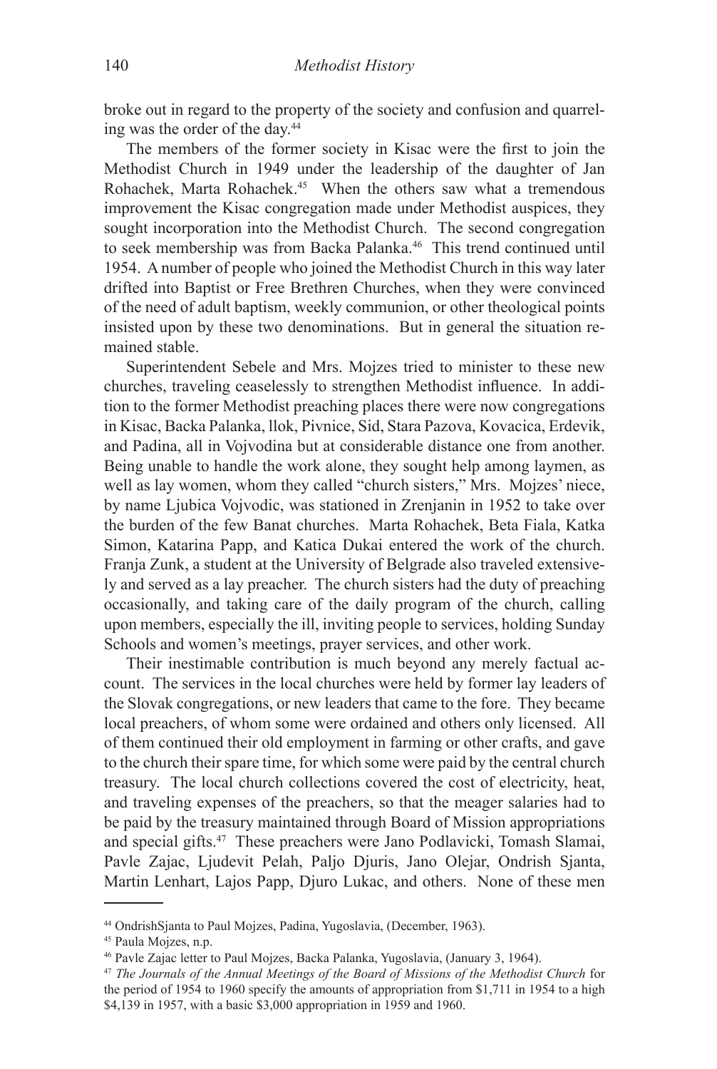broke out in regard to the property of the society and confusion and quarreling was the order of the day.[44]

The members of the former society in Kisac were the first to join the Methodist Church in 1949 under the leadership of the daughter of Jan Rohachek, Marta Rohachek.[45] When the others saw what a tremendous improvement the Kisac congregation made under Methodist auspices, they sought incorporation into the Methodist Church. The second congregation to seek membership was from Backa Palanka.[46] This trend continued until 1954. A number of people who joined the Methodist Church in this way later drifted into Baptist or Free Brethren Churches, when they were convinced of the need of adult baptism, weekly communion, or other theological points insisted upon by these two denominations. But in general the situation remained stable.

Superintendent Sebele and Mrs. Mojzes tried to minister to these new churches, traveling ceaselessly to strengthen Methodist influence. In addition to the former Methodist preaching places there were now congregations in Kisac, Backa Palanka, llok, Pivnice, Sid, Stara Pazova, Kovacica, Erdevik, and Padina, all in Vojvodina but at considerable distance one from another. Being unable to handle the work alone, they sought help among laymen, as well as lay women, whom they called "church sisters," Mrs. Mojzes' niece, by name Ljubica Vojvodic, was stationed in Zrenjanin in 1952 to take over the burden of the few Banat churches. Marta Rohachek, Beta Fiala, Katka Simon, Katarina Papp, and Katica Dukai entered the work of the church. Franja Zunk, a student at the University of Belgrade also traveled extensively and served as a lay preacher. The church sisters had the duty of preaching occasionally, and taking care of the daily program of the church, calling upon members, especially the ill, inviting people to services, holding Sunday Schools and women's meetings, prayer services, and other work.

Their inestimable contribution is much beyond any merely factual account. The services in the local churches were held by former lay leaders of the Slovak congregations, or new leaders that came to the fore. They became local preachers, of whom some were ordained and others only licensed. All of them continued their old employment in farming or other crafts, and gave to the church their spare time, for which some were paid by the central church treasury. The local church collections covered the cost of electricity, heat, and traveling expenses of the preachers, so that the meager salaries had to be paid by the treasury maintained through Board of Mission appropriations and special gifts.[47] These preachers were Jano Podlavicki, Tomash Slamai, Pavle Zajac, Ljudevit Pelah, Paljo Djuris, Jano Olejar, Ondrish Sjanta, Martin Lenhart, Lajos Papp, Djuro Lukac, and others. None of these men

---

[44] OndrishSjanta to Paul Mojzes, Padina, Yugoslavia, (December, 1963).

[45] Paula Mojzes, n.p.

[46] Pavle Zajac letter to Paul Mojzes, Backa Palanka, Yugoslavia, (January 3, 1964).

[47] *The Journals of the Annual Meetings of the Board of Missions of the Methodist Church* for the period of 1954 to 1960 specify the amounts of appropriation from $1,711 in 1954 to a high $4,139 in 1957, with a basic $3,000 appropriation in 1959 and 1960.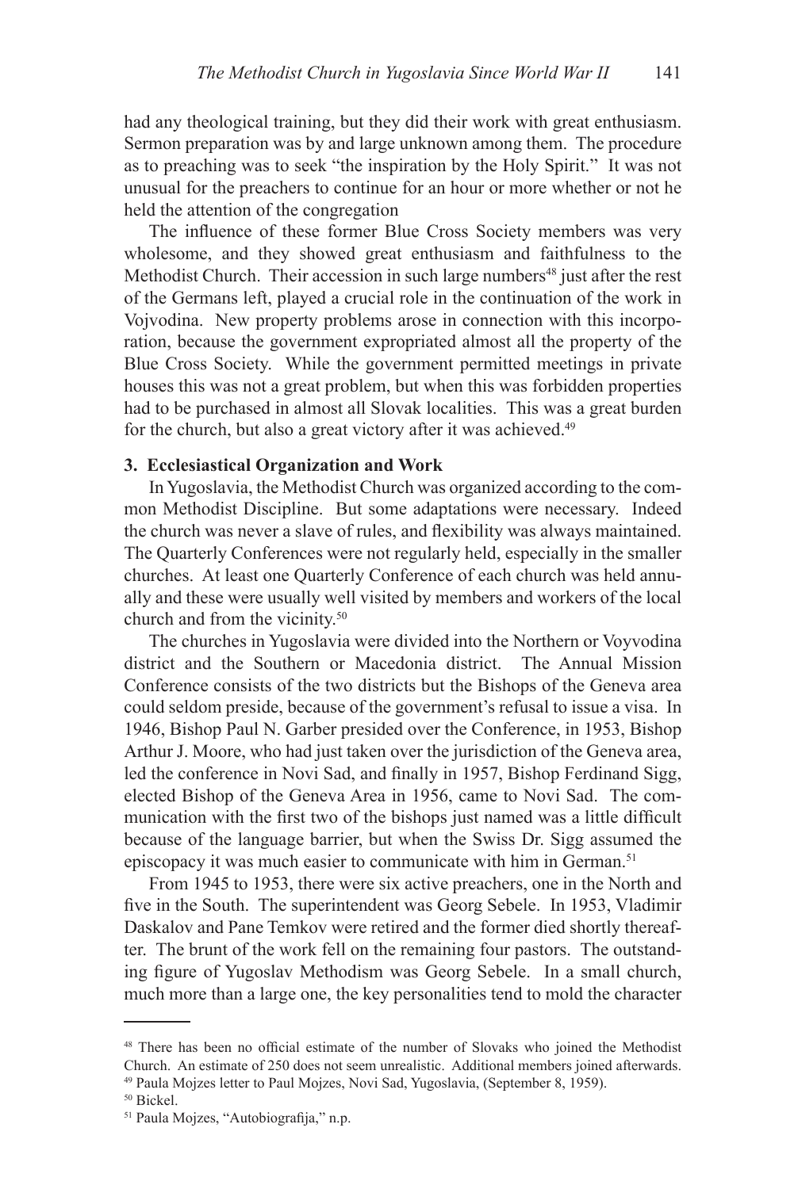had any theological training, but they did their work with great enthusiasm. Sermon preparation was by and large unknown among them. The procedure as to preaching was to seek "the inspiration by the Holy Spirit." It was not unusual for the preachers to continue for an hour or more whether or not he held the attention of the congregation

The influence of these former Blue Cross Society members was very wholesome, and they showed great enthusiasm and faithfulness to the Methodist Church. Their accession in such large numbers[48] just after the rest of the Germans left, played a crucial role in the continuation of the work in Vojvodina. New property problems arose in connection with this incorporation, because the government expropriated almost all the property of the Blue Cross Society. While the government permitted meetings in private houses this was not a great problem, but when this was forbidden properties had to be purchased in almost all Slovak localities. This was a great burden for the church, but also a great victory after it was achieved.[49]

### 3. Ecclesiastical Organization and Work

In Yugoslavia, the Methodist Church was organized according to the common Methodist Discipline. But some adaptations were necessary. Indeed the church was never a slave of rules, and flexibility was always maintained. The Quarterly Conferences were not regularly held, especially in the smaller churches. At least one Quarterly Conference of each church was held annually and these were usually well visited by members and workers of the local church and from the vicinity.[50]

The churches in Yugoslavia were divided into the Northern or Voyvodina district and the Southern or Macedonia district. The Annual Mission Conference consists of the two districts but the Bishops of the Geneva area could seldom preside, because of the government's refusal to issue a visa. In 1946, Bishop Paul N. Garber presided over the Conference, in 1953, Bishop Arthur J. Moore, who had just taken over the jurisdiction of the Geneva area, led the conference in Novi Sad, and finally in 1957, Bishop Ferdinand Sigg, elected Bishop of the Geneva Area in 1956, came to Novi Sad. The communication with the first two of the bishops just named was a little difficult because of the language barrier, but when the Swiss Dr. Sigg assumed the episcopacy it was much easier to communicate with him in German.[51]

From 1945 to 1953, there were six active preachers, one in the North and five in the South. The superintendent was Georg Sebele. In 1953, Vladimir Daskalov and Pane Temkov were retired and the former died shortly thereafter. The brunt of the work fell on the remaining four pastors. The outstanding figure of Yugoslav Methodism was Georg Sebele. In a small church, much more than a large one, the key personalities tend to mold the character

---

[48] There has been no official estimate of the number of Slovaks who joined the Methodist Church. An estimate of 250 does not seem unrealistic. Additional members joined afterwards.

[49] Paula Mojzes letter to Paul Mojzes, Novi Sad, Yugoslavia, (September 8, 1959).

[50] Bickel.

[51] Paula Mojzes, "Autobiografija," n.p.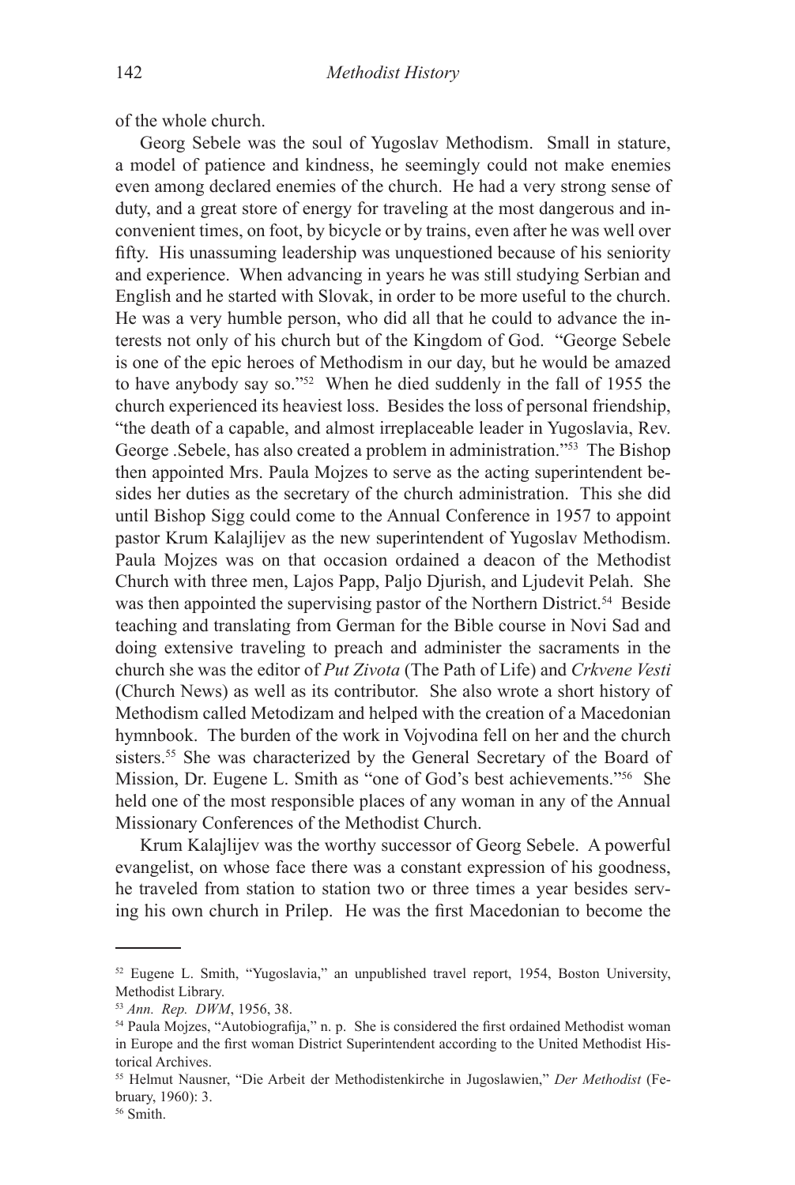of the whole church.

Georg Sebele was the soul of Yugoslav Methodism. Small in stature, a model of patience and kindness, he seemingly could not make enemies even among declared enemies of the church. He had a very strong sense of duty, and a great store of energy for traveling at the most dangerous and inconvenient times, on foot, by bicycle or by trains, even after he was well over fifty. His unassuming leadership was unquestioned because of his seniority and experience. When advancing in years he was still studying Serbian and English and he started with Slovak, in order to be more useful to the church. He was a very humble person, who did all that he could to advance the interests not only of his church but of the Kingdom of God. "George Sebele is one of the epic heroes of Methodism in our day, but he would be amazed to have anybody say so."[52] When he died suddenly in the fall of 1955 the church experienced its heaviest loss. Besides the loss of personal friendship, "the death of a capable, and almost irreplaceable leader in Yugoslavia, Rev. George .Sebele, has also created a problem in administration."[53] The Bishop then appointed Mrs. Paula Mojzes to serve as the acting superintendent besides her duties as the secretary of the church administration. This she did until Bishop Sigg could come to the Annual Conference in 1957 to appoint pastor Krum Kalajlijev as the new superintendent of Yugoslav Methodism. Paula Mojzes was on that occasion ordained a deacon of the Methodist Church with three men, Lajos Papp, Paljo Djurish, and Ljudevit Pelah. She was then appointed the supervising pastor of the Northern District.[54] Beside teaching and translating from German for the Bible course in Novi Sad and doing extensive traveling to preach and administer the sacraments in the church she was the editor of *Put Zivota* (The Path of Life) and *Crkvene Vesti* (Church News) as well as its contributor. She also wrote a short history of Methodism called Metodizam and helped with the creation of a Macedonian hymnbook. The burden of the work in Vojvodina fell on her and the church sisters.[55] She was characterized by the General Secretary of the Board of Mission, Dr. Eugene L. Smith as "one of God's best achievements."[56] She held one of the most responsible places of any woman in any of the Annual Missionary Conferences of the Methodist Church.

Krum Kalajlijev was the worthy successor of Georg Sebele. A powerful evangelist, on whose face there was a constant expression of his goodness, he traveled from station to station two or three times a year besides serving his own church in Prilep. He was the first Macedonian to become the

---

[52] Eugene L. Smith, "Yugoslavia," an unpublished travel report, 1954, Boston University, Methodist Library.

[53] *Ann. Rep. DWM*, 1956, 38.

[54] Paula Mojzes, "Autobiografija," n. p. She is considered the first ordained Methodist woman in Europe and the first woman District Superintendent according to the United Methodist Historical Archives.

[55] Helmut Nausner, "Die Arbeit der Methodistenkirche in Jugoslawien," *Der Methodist* (February, 1960): 3.

[56] Smith.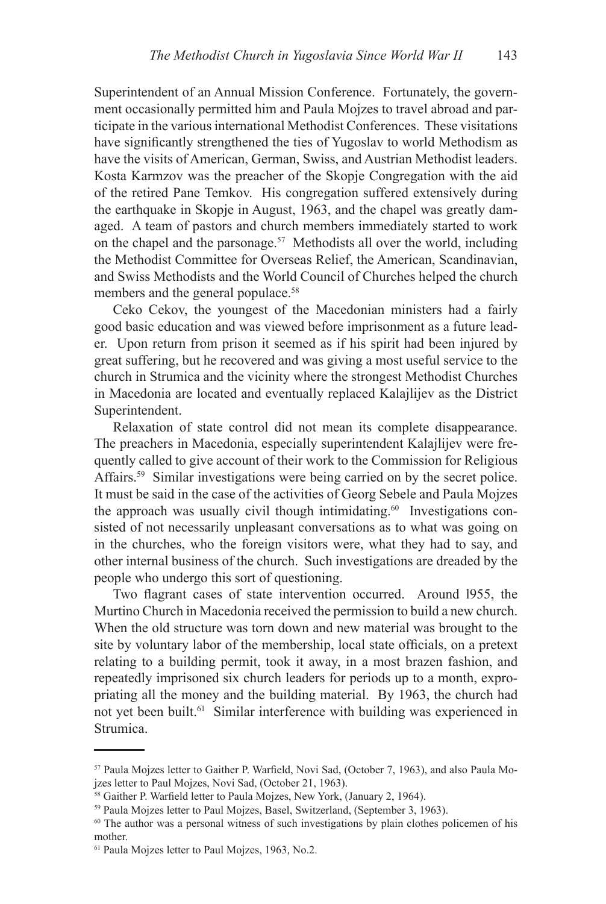Superintendent of an Annual Mission Conference. Fortunately, the government occasionally permitted him and Paula Mojzes to travel abroad and participate in the various international Methodist Conferences. These visitations have significantly strengthened the ties of Yugoslav to world Methodism as have the visits of American, German, Swiss, and Austrian Methodist leaders. Kosta Karmzov was the preacher of the Skopje Congregation with the aid of the retired Pane Temkov. His congregation suffered extensively during the earthquake in Skopje in August, 1963, and the chapel was greatly damaged. A team of pastors and church members immediately started to work on the chapel and the parsonage.[57] Methodists all over the world, including the Methodist Committee for Overseas Relief, the American, Scandinavian, and Swiss Methodists and the World Council of Churches helped the church members and the general populace.[58]

Ceko Cekov, the youngest of the Macedonian ministers had a fairly good basic education and was viewed before imprisonment as a future leader. Upon return from prison it seemed as if his spirit had been injured by great suffering, but he recovered and was giving a most useful service to the church in Strumica and the vicinity where the strongest Methodist Churches in Macedonia are located and eventually replaced Kalajlijev as the District Superintendent.

Relaxation of state control did not mean its complete disappearance. The preachers in Macedonia, especially superintendent Kalajlijev were frequently called to give account of their work to the Commission for Religious Affairs.[59] Similar investigations were being carried on by the secret police. It must be said in the case of the activities of Georg Sebele and Paula Mojzes the approach was usually civil though intimidating.[60] Investigations consisted of not necessarily unpleasant conversations as to what was going on in the churches, who the foreign visitors were, what they had to say, and other internal business of the church. Such investigations are dreaded by the people who undergo this sort of questioning.

Two flagrant cases of state intervention occurred. Around l955, the Murtino Church in Macedonia received the permission to build a new church. When the old structure was torn down and new material was brought to the site by voluntary labor of the membership, local state officials, on a pretext relating to a building permit, took it away, in a most brazen fashion, and repeatedly imprisoned six church leaders for periods up to a month, expropriating all the money and the building material. By 1963, the church had not yet been built.[61] Similar interference with building was experienced in Strumica.

---

[57] Paula Mojzes letter to Gaither P. Warfield, Novi Sad, (October 7, 1963), and also Paula Mojzes letter to Paul Mojzes, Novi Sad, (October 21, 1963).

[58] Gaither P. Warfield letter to Paula Mojzes, New York, (January 2, 1964).

[59] Paula Mojzes letter to Paul Mojzes, Basel, Switzerland, (September 3, 1963).

[60] The author was a personal witness of such investigations by plain clothes policemen of his mother.

[61] Paula Mojzes letter to Paul Mojzes, 1963, No.2.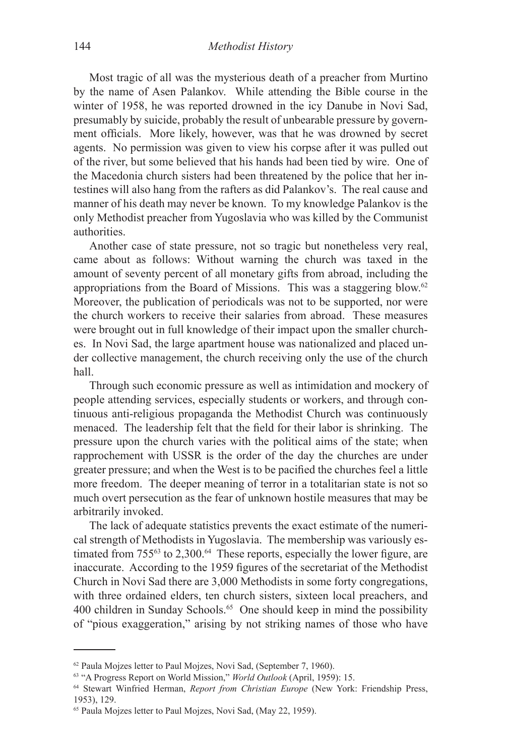Most tragic of all was the mysterious death of a preacher from Murtino by the name of Asen Palankov. While attending the Bible course in the winter of 1958, he was reported drowned in the icy Danube in Novi Sad, presumably by suicide, probably the result of unbearable pressure by government officials. More likely, however, was that he was drowned by secret agents. No permission was given to view his corpse after it was pulled out of the river, but some believed that his hands had been tied by wire. One of the Macedonia church sisters had been threatened by the police that her intestines will also hang from the rafters as did Palankov's. The real cause and manner of his death may never be known. To my knowledge Palankov is the only Methodist preacher from Yugoslavia who was killed by the Communist authorities.

Another case of state pressure, not so tragic but nonetheless very real, came about as follows: Without warning the church was taxed in the amount of seventy percent of all monetary gifts from abroad, including the appropriations from the Board of Missions. This was a staggering blow.[62] Moreover, the publication of periodicals was not to be supported, nor were the church workers to receive their salaries from abroad. These measures were brought out in full knowledge of their impact upon the smaller churches. In Novi Sad, the large apartment house was nationalized and placed under collective management, the church receiving only the use of the church hall.

Through such economic pressure as well as intimidation and mockery of people attending services, especially students or workers, and through continuous anti-religious propaganda the Methodist Church was continuously menaced. The leadership felt that the field for their labor is shrinking. The pressure upon the church varies with the political aims of the state; when rapprochement with USSR is the order of the day the churches are under greater pressure; and when the West is to be pacified the churches feel a little more freedom. The deeper meaning of terror in a totalitarian state is not so much overt persecution as the fear of unknown hostile measures that may be arbitrarily invoked.

The lack of adequate statistics prevents the exact estimate of the numerical strength of Methodists in Yugoslavia. The membership was variously estimated from 755[63] to 2,300.[64] These reports, especially the lower figure, are inaccurate. According to the 1959 figures of the secretariat of the Methodist Church in Novi Sad there are 3,000 Methodists in some forty congregations, with three ordained elders, ten church sisters, sixteen local preachers, and 400 children in Sunday Schools.[65] One should keep in mind the possibility of "pious exaggeration," arising by not striking names of those who have

---

[62] Paula Mojzes letter to Paul Mojzes, Novi Sad, (September 7, 1960).

[63] "A Progress Report on World Mission," *World Outlook* (April, 1959): 15.

[64] Stewart Winfried Herman, *Report from Christian Europe* (New York: Friendship Press, 1953), 129.

[65] Paula Mojzes letter to Paul Mojzes, Novi Sad, (May 22, 1959).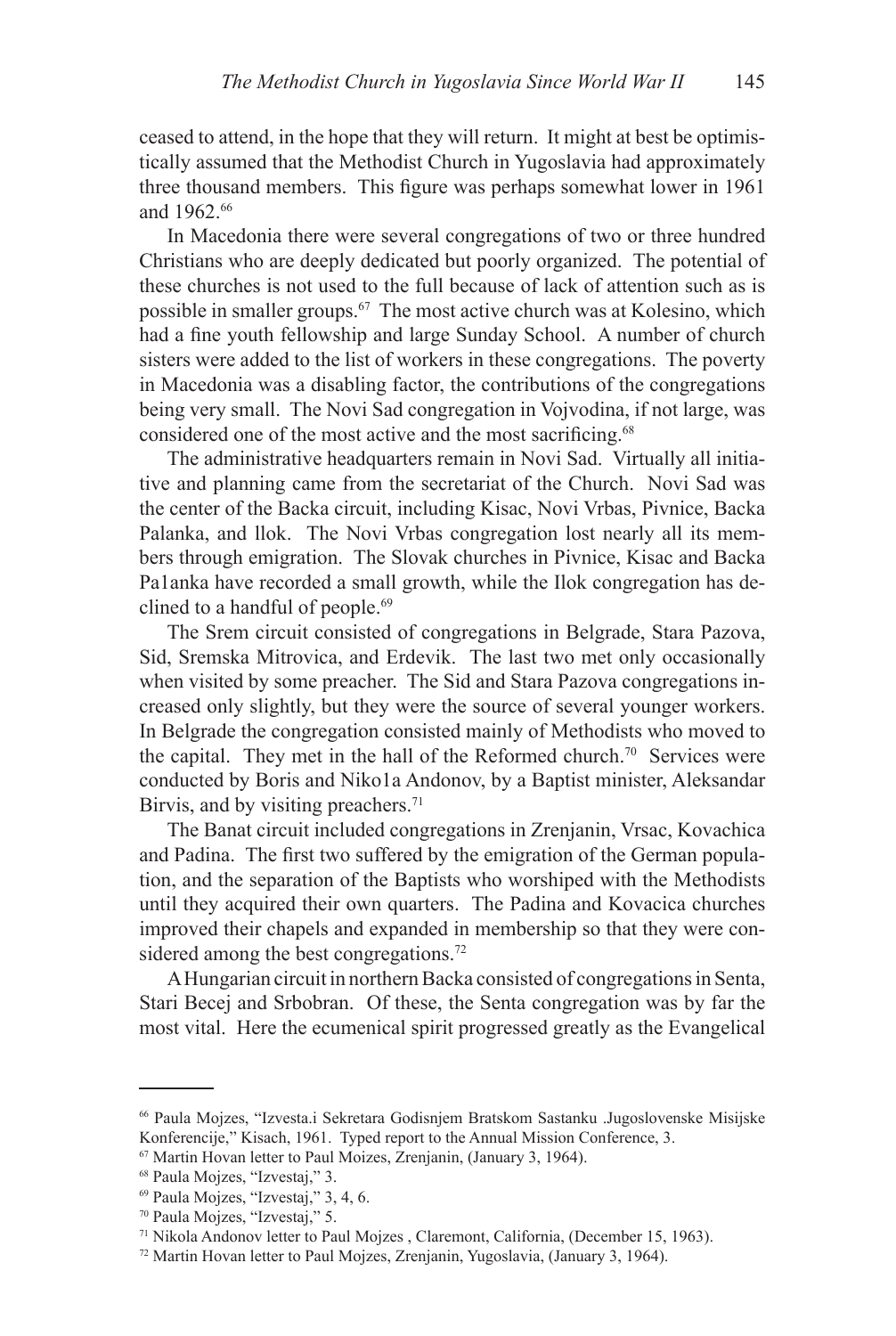ceased to attend, in the hope that they will return. It might at best be optimistically assumed that the Methodist Church in Yugoslavia had approximately three thousand members. This figure was perhaps somewhat lower in 1961 and 1962.[66]

In Macedonia there were several congregations of two or three hundred Christians who are deeply dedicated but poorly organized. The potential of these churches is not used to the full because of lack of attention such as is possible in smaller groups.[67] The most active church was at Kolesino, which had a fine youth fellowship and large Sunday School. A number of church sisters were added to the list of workers in these congregations. The poverty in Macedonia was a disabling factor, the contributions of the congregations being very small. The Novi Sad congregation in Vojvodina, if not large, was considered one of the most active and the most sacrificing.[68]

The administrative headquarters remain in Novi Sad. Virtually all initiative and planning came from the secretariat of the Church. Novi Sad was the center of the Backa circuit, including Kisac, Novi Vrbas, Pivnice, Backa Palanka, and llok. The Novi Vrbas congregation lost nearly all its members through emigration. The Slovak churches in Pivnice, Kisac and Backa Pa1anka have recorded a small growth, while the Ilok congregation has declined to a handful of people.[69]

The Srem circuit consisted of congregations in Belgrade, Stara Pazova, Sid, Sremska Mitrovica, and Erdevik. The last two met only occasionally when visited by some preacher. The Sid and Stara Pazova congregations increased only slightly, but they were the source of several younger workers. In Belgrade the congregation consisted mainly of Methodists who moved to the capital. They met in the hall of the Reformed church.[70] Services were conducted by Boris and Niko1a Andonov, by a Baptist minister, Aleksandar Birvis, and by visiting preachers.[71]

The Banat circuit included congregations in Zrenjanin, Vrsac, Kovachica and Padina. The first two suffered by the emigration of the German population, and the separation of the Baptists who worshiped with the Methodists until they acquired their own quarters. The Padina and Kovacica churches improved their chapels and expanded in membership so that they were considered among the best congregations.[72]

A Hungarian circuit in northern Backa consisted of congregations in Senta, Stari Becej and Srbobran. Of these, the Senta congregation was by far the most vital. Here the ecumenical spirit progressed greatly as the Evangelical

---

[66] Paula Mojzes, "Izvesta.i Sekretara Godisnjem Bratskom Sastanku .Jugoslovenske Misijske Konferencije," Kisach, 1961. Typed report to the Annual Mission Conference, 3.

[67] Martin Hovan letter to Paul Moizes, Zrenjanin, (January 3, 1964).

[68] Paula Mojzes, "Izvestaj," 3.

[69] Paula Mojzes, "Izvestaj," 3, 4, 6.

[70] Paula Mojzes, "Izvestaj," 5.

[71] Nikola Andonov letter to Paul Mojzes , Claremont, California, (December 15, 1963).

[72] Martin Hovan letter to Paul Mojzes, Zrenjanin, Yugoslavia, (January 3, 1964).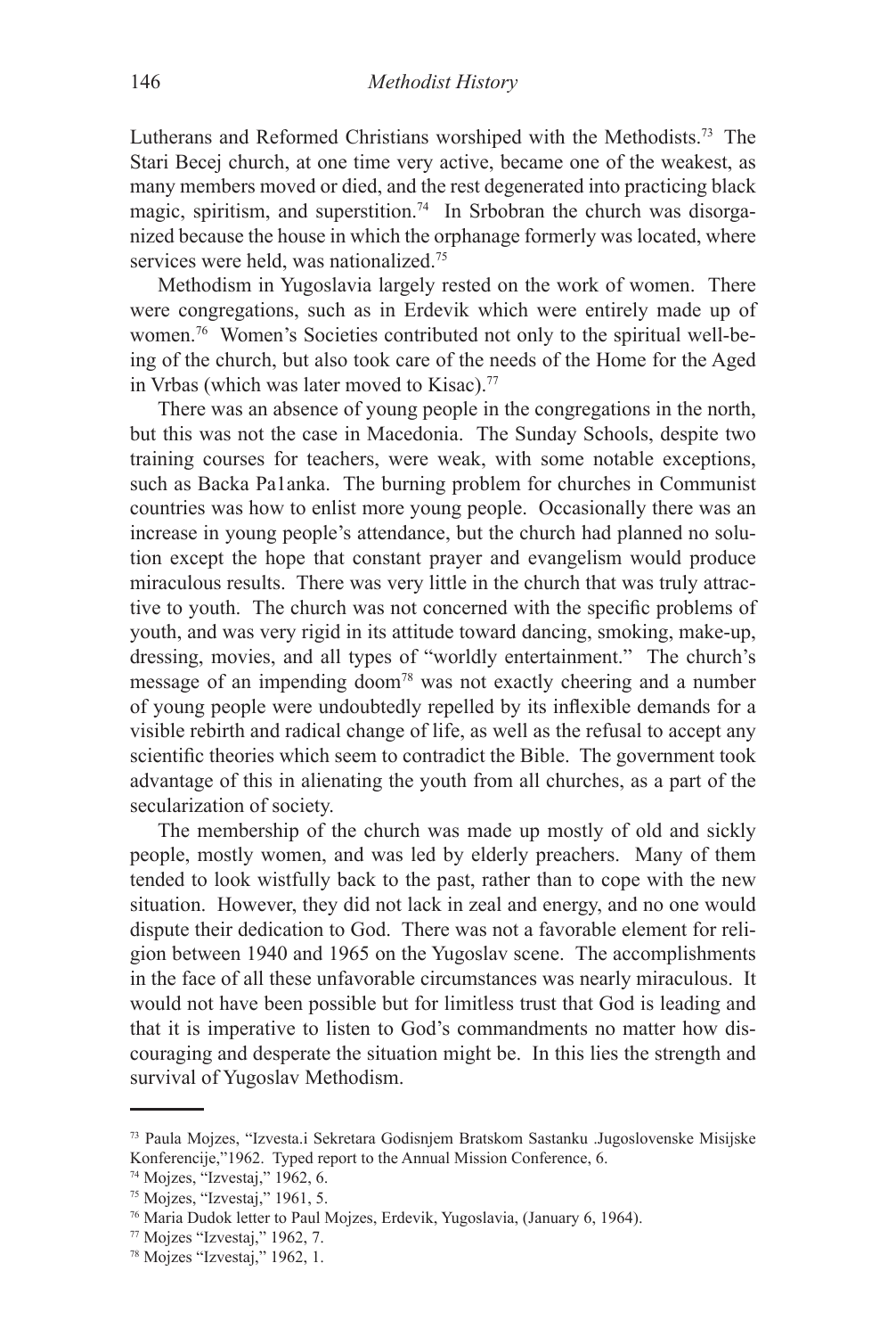Lutherans and Reformed Christians worshiped with the Methodists.[73] The Stari Becej church, at one time very active, became one of the weakest, as many members moved or died, and the rest degenerated into practicing black magic, spiritism, and superstition.[74] In Srbobran the church was disorganized because the house in which the orphanage formerly was located, where services were held, was nationalized.[75]

Methodism in Yugoslavia largely rested on the work of women. There were congregations, such as in Erdevik which were entirely made up of women.[76] Women's Societies contributed not only to the spiritual well-being of the church, but also took care of the needs of the Home for the Aged in Vrbas (which was later moved to Kisac).[77]

There was an absence of young people in the congregations in the north, but this was not the case in Macedonia. The Sunday Schools, despite two training courses for teachers, were weak, with some notable exceptions, such as Backa Pa1anka. The burning problem for churches in Communist countries was how to enlist more young people. Occasionally there was an increase in young people's attendance, but the church had planned no solution except the hope that constant prayer and evangelism would produce miraculous results. There was very little in the church that was truly attractive to youth. The church was not concerned with the specific problems of youth, and was very rigid in its attitude toward dancing, smoking, make-up, dressing, movies, and all types of "worldly entertainment." The church's message of an impending doom[78] was not exactly cheering and a number of young people were undoubtedly repelled by its inflexible demands for a visible rebirth and radical change of life, as well as the refusal to accept any scientific theories which seem to contradict the Bible. The government took advantage of this in alienating the youth from all churches, as a part of the secularization of society.

The membership of the church was made up mostly of old and sickly people, mostly women, and was led by elderly preachers. Many of them tended to look wistfully back to the past, rather than to cope with the new situation. However, they did not lack in zeal and energy, and no one would dispute their dedication to God. There was not a favorable element for religion between 1940 and 1965 on the Yugoslav scene. The accomplishments in the face of all these unfavorable circumstances was nearly miraculous. It would not have been possible but for limitless trust that God is leading and that it is imperative to listen to God's commandments no matter how discouraging and desperate the situation might be. In this lies the strength and survival of Yugoslav Methodism.

---

[73] Paula Mojzes, "Izvesta.i Sekretara Godisnjem Bratskom Sastanku .Jugoslovenske Misijske Konferencije,"1962. Typed report to the Annual Mission Conference, 6.

[74] Mojzes, "Izvestaj," 1962, 6.

[75] Mojzes, "Izvestaj," 1961, 5.

[76] Maria Dudok letter to Paul Mojzes, Erdevik, Yugoslavia, (January 6, 1964).

[77] Mojzes "Izvestaj," 1962, 7.

[78] Mojzes "Izvestaj," 1962, 1.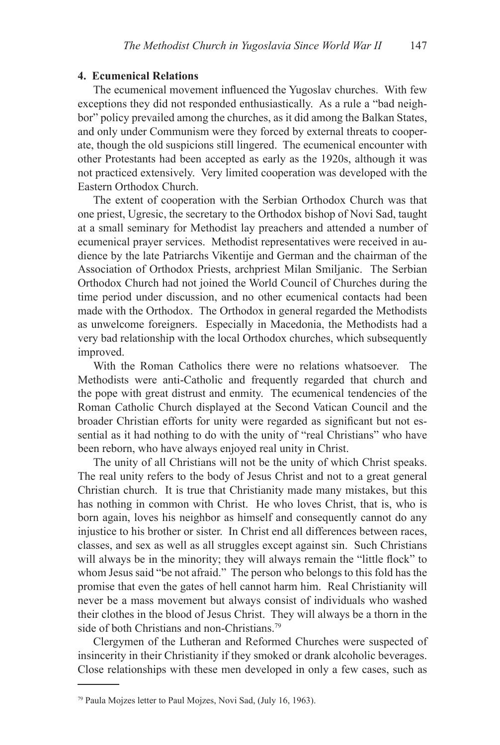**4. Ecumenical Relations**

The ecumenical movement influenced the Yugoslav churches. With few exceptions they did not responded enthusiastically. As a rule a "bad neighbor" policy prevailed among the churches, as it did among the Balkan States, and only under Communism were they forced by external threats to cooperate, though the old suspicions still lingered. The ecumenical encounter with other Protestants had been accepted as early as the 1920s, although it was not practiced extensively. Very limited cooperation was developed with the Eastern Orthodox Church.

The extent of cooperation with the Serbian Orthodox Church was that one priest, Ugresic, the secretary to the Orthodox bishop of Novi Sad, taught at a small seminary for Methodist lay preachers and attended a number of ecumenical prayer services. Methodist representatives were received in audience by the late Patriarchs Vikentije and German and the chairman of the Association of Orthodox Priests, archpriest Milan Smiljanic. The Serbian Orthodox Church had not joined the World Council of Churches during the time period under discussion, and no other ecumenical contacts had been made with the Orthodox. The Orthodox in general regarded the Methodists as unwelcome foreigners. Especially in Macedonia, the Methodists had a very bad relationship with the local Orthodox churches, which subsequently improved.

With the Roman Catholics there were no relations whatsoever. The Methodists were anti-Catholic and frequently regarded that church and the pope with great distrust and enmity. The ecumenical tendencies of the Roman Catholic Church displayed at the Second Vatican Council and the broader Christian efforts for unity were regarded as significant but not essential as it had nothing to do with the unity of "real Christians" who have been reborn, who have always enjoyed real unity in Christ.

The unity of all Christians will not be the unity of which Christ speaks. The real unity refers to the body of Jesus Christ and not to a great general Christian church. It is true that Christianity made many mistakes, but this has nothing in common with Christ. He who loves Christ, that is, who is born again, loves his neighbor as himself and consequently cannot do any injustice to his brother or sister. In Christ end all differences between races, classes, and sex as well as all struggles except against sin. Such Christians will always be in the minority; they will always remain the "little flock" to whom Jesus said "be not afraid." The person who belongs to this fold has the promise that even the gates of hell cannot harm him. Real Christianity will never be a mass movement but always consist of individuals who washed their clothes in the blood of Jesus Christ. They will always be a thorn in the side of both Christians and non-Christians.[79]

Clergymen of the Lutheran and Reformed Churches were suspected of insincerity in their Christianity if they smoked or drank alcoholic beverages. Close relationships with these men developed in only a few cases, such as

---

[79] Paula Mojzes letter to Paul Mojzes, Novi Sad, (July 16, 1963).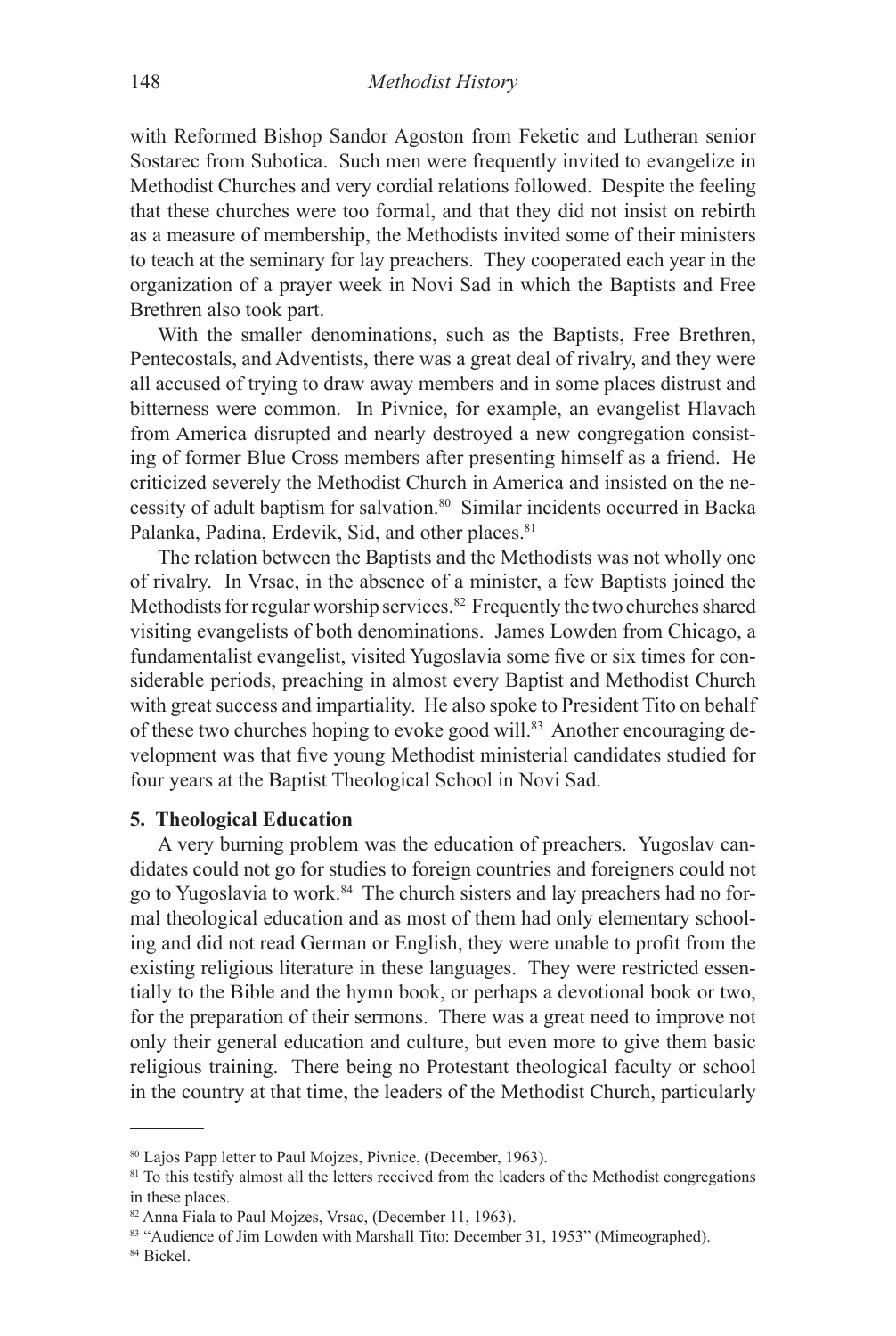with Reformed Bishop Sandor Agoston from Feketic and Lutheran senior Sostarec from Subotica. Such men were frequently invited to evangelize in Methodist Churches and very cordial relations followed. Despite the feeling that these churches were too formal, and that they did not insist on rebirth as a measure of membership, the Methodists invited some of their ministers to teach at the seminary for lay preachers. They cooperated each year in the organization of a prayer week in Novi Sad in which the Baptists and Free Brethren also took part.

With the smaller denominations, such as the Baptists, Free Brethren, Pentecostals, and Adventists, there was a great deal of rivalry, and they were all accused of trying to draw away members and in some places distrust and bitterness were common. In Pivnice, for example, an evangelist Hlavach from America disrupted and nearly destroyed a new congregation consisting of former Blue Cross members after presenting himself as a friend. He criticized severely the Methodist Church in America and insisted on the necessity of adult baptism for salvation.[80] Similar incidents occurred in Backa Palanka, Padina, Erdevik, Sid, and other places.[81]

The relation between the Baptists and the Methodists was not wholly one of rivalry. In Vrsac, in the absence of a minister, a few Baptists joined the Methodists for regular worship services.[82] Frequently the two churches shared visiting evangelists of both denominations. James Lowden from Chicago, a fundamentalist evangelist, visited Yugoslavia some five or six times for considerable periods, preaching in almost every Baptist and Methodist Church with great success and impartiality. He also spoke to President Tito on behalf of these two churches hoping to evoke good will.[83] Another encouraging development was that five young Methodist ministerial candidates studied for four years at the Baptist Theological School in Novi Sad.

### 5. Theological Education

A very burning problem was the education of preachers. Yugoslav candidates could not go for studies to foreign countries and foreigners could not go to Yugoslavia to work.[84] The church sisters and lay preachers had no formal theological education and as most of them had only elementary schooling and did not read German or English, they were unable to profit from the existing religious literature in these languages. They were restricted essentially to the Bible and the hymn book, or perhaps a devotional book or two, for the preparation of their sermons. There was a great need to improve not only their general education and culture, but even more to give them basic religious training. There being no Protestant theological faculty or school in the country at that time, the leaders of the Methodist Church, particularly

---

[80] Lajos Papp letter to Paul Mojzes, Pivnice, (December, 1963).

[81] To this testify almost all the letters received from the leaders of the Methodist congregations in these places.

[82] Anna Fiala to Paul Mojzes, Vrsac, (December 11, 1963).

[83] "Audience of Jim Lowden with Marshall Tito: December 31, 1953" (Mimeographed).

[84] Bickel.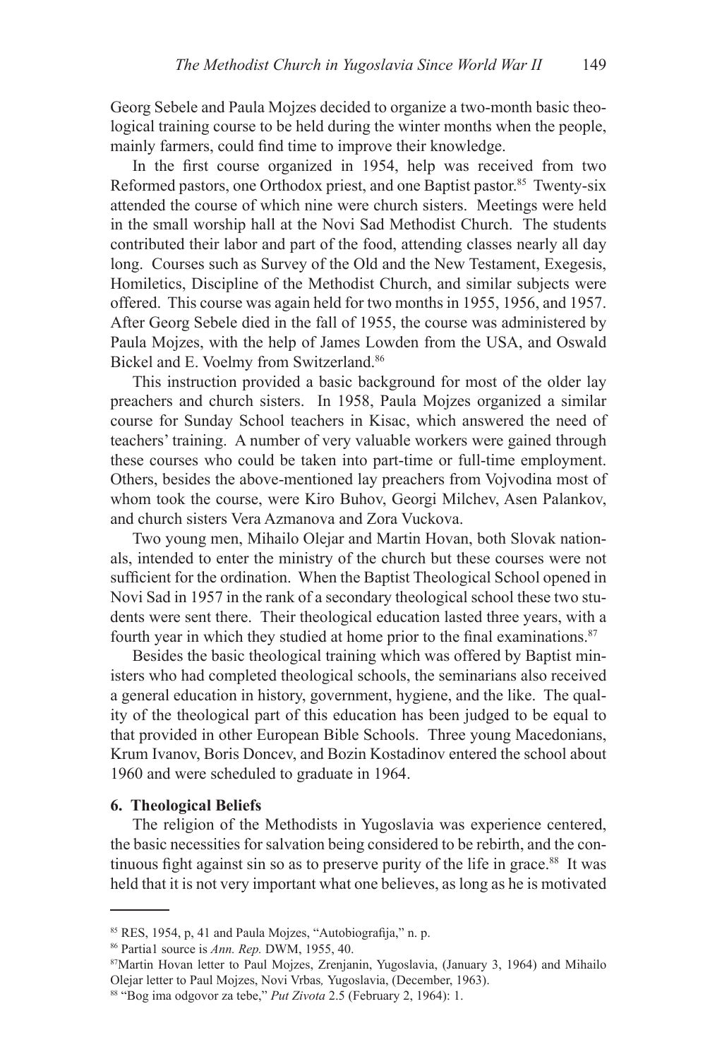Georg Sebele and Paula Mojzes decided to organize a two-month basic theological training course to be held during the winter months when the people, mainly farmers, could find time to improve their knowledge.

In the first course organized in 1954, help was received from two Reformed pastors, one Orthodox priest, and one Baptist pastor.[85] Twenty-six attended the course of which nine were church sisters. Meetings were held in the small worship hall at the Novi Sad Methodist Church. The students contributed their labor and part of the food, attending classes nearly all day long. Courses such as Survey of the Old and the New Testament, Exegesis, Homiletics, Discipline of the Methodist Church, and similar subjects were offered. This course was again held for two months in 1955, 1956, and 1957. After Georg Sebele died in the fall of 1955, the course was administered by Paula Mojzes, with the help of James Lowden from the USA, and Oswald Bickel and E. Voelmy from Switzerland.[86]

This instruction provided a basic background for most of the older lay preachers and church sisters. In 1958, Paula Mojzes organized a similar course for Sunday School teachers in Kisac, which answered the need of teachers' training. A number of very valuable workers were gained through these courses who could be taken into part-time or full-time employment. Others, besides the above-mentioned lay preachers from Vojvodina most of whom took the course, were Kiro Buhov, Georgi Milchev, Asen Palankov, and church sisters Vera Azmanova and Zora Vuckova.

Two young men, Mihailo Olejar and Martin Hovan, both Slovak nationals, intended to enter the ministry of the church but these courses were not sufficient for the ordination. When the Baptist Theological School opened in Novi Sad in 1957 in the rank of a secondary theological school these two students were sent there. Their theological education lasted three years, with a fourth year in which they studied at home prior to the final examinations.[87]

Besides the basic theological training which was offered by Baptist ministers who had completed theological schools, the seminarians also received a general education in history, government, hygiene, and the like. The quality of the theological part of this education has been judged to be equal to that provided in other European Bible Schools. Three young Macedonians, Krum Ivanov, Boris Doncev, and Bozin Kostadinov entered the school about 1960 and were scheduled to graduate in 1964.

### 6. Theological Beliefs

The religion of the Methodists in Yugoslavia was experience centered, the basic necessities for salvation being considered to be rebirth, and the continuous fight against sin so as to preserve purity of the life in grace.[88] It was held that it is not very important what one believes, as long as he is motivated

---

[85] RES, 1954, p, 41 and Paula Mojzes, "Autobiografija," n. p.

[86] Partia1 source is *Ann. Rep.* DWM, 1955, 40.

[87] Martin Hovan letter to Paul Mojzes, Zrenjanin, Yugoslavia, (January 3, 1964) and Mihailo Olejar letter to Paul Mojzes, Novi Vrbas*,* Yugoslavia, (December, 1963).

[88] "Bog ima odgovor za tebe," *Put Zivota* 2.5 (February 2, 1964): 1.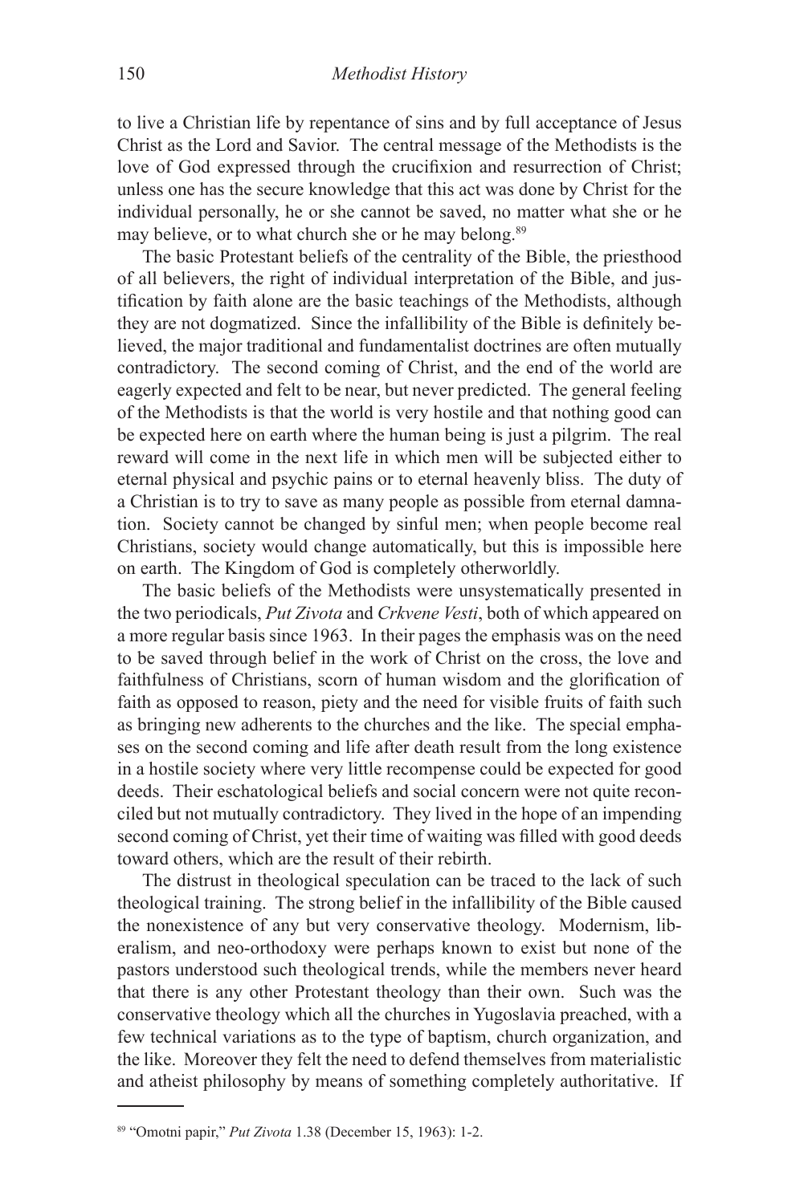to live a Christian life by repentance of sins and by full acceptance of Jesus Christ as the Lord and Savior. The central message of the Methodists is the love of God expressed through the crucifixion and resurrection of Christ; unless one has the secure knowledge that this act was done by Christ for the individual personally, he or she cannot be saved, no matter what she or he may believe, or to what church she or he may belong.[89]

The basic Protestant beliefs of the centrality of the Bible, the priesthood of all believers, the right of individual interpretation of the Bible, and justification by faith alone are the basic teachings of the Methodists, although they are not dogmatized. Since the infallibility of the Bible is definitely believed, the major traditional and fundamentalist doctrines are often mutually contradictory. The second coming of Christ, and the end of the world are eagerly expected and felt to be near, but never predicted. The general feeling of the Methodists is that the world is very hostile and that nothing good can be expected here on earth where the human being is just a pilgrim. The real reward will come in the next life in which men will be subjected either to eternal physical and psychic pains or to eternal heavenly bliss. The duty of a Christian is to try to save as many people as possible from eternal damnation. Society cannot be changed by sinful men; when people become real Christians, society would change automatically, but this is impossible here on earth. The Kingdom of God is completely otherworldly.

The basic beliefs of the Methodists were unsystematically presented in the two periodicals, *Put Zivota* and *Crkvene Vesti*, both of which appeared on a more regular basis since 1963. In their pages the emphasis was on the need to be saved through belief in the work of Christ on the cross, the love and faithfulness of Christians, scorn of human wisdom and the glorification of faith as opposed to reason, piety and the need for visible fruits of faith such as bringing new adherents to the churches and the like. The special emphases on the second coming and life after death result from the long existence in a hostile society where very little recompense could be expected for good deeds. Their eschatological beliefs and social concern were not quite reconciled but not mutually contradictory. They lived in the hope of an impending second coming of Christ, yet their time of waiting was filled with good deeds toward others, which are the result of their rebirth.

The distrust in theological speculation can be traced to the lack of such theological training. The strong belief in the infallibility of the Bible caused the nonexistence of any but very conservative theology. Modernism, liberalism, and neo-orthodoxy were perhaps known to exist but none of the pastors understood such theological trends, while the members never heard that there is any other Protestant theology than their own. Such was the conservative theology which all the churches in Yugoslavia preached, with a few technical variations as to the type of baptism, church organization, and the like. Moreover they felt the need to defend themselves from materialistic and atheist philosophy by means of something completely authoritative. If

---

[89] "Omotni papir," *Put Zivota* 1.38 (December 15, 1963): 1-2.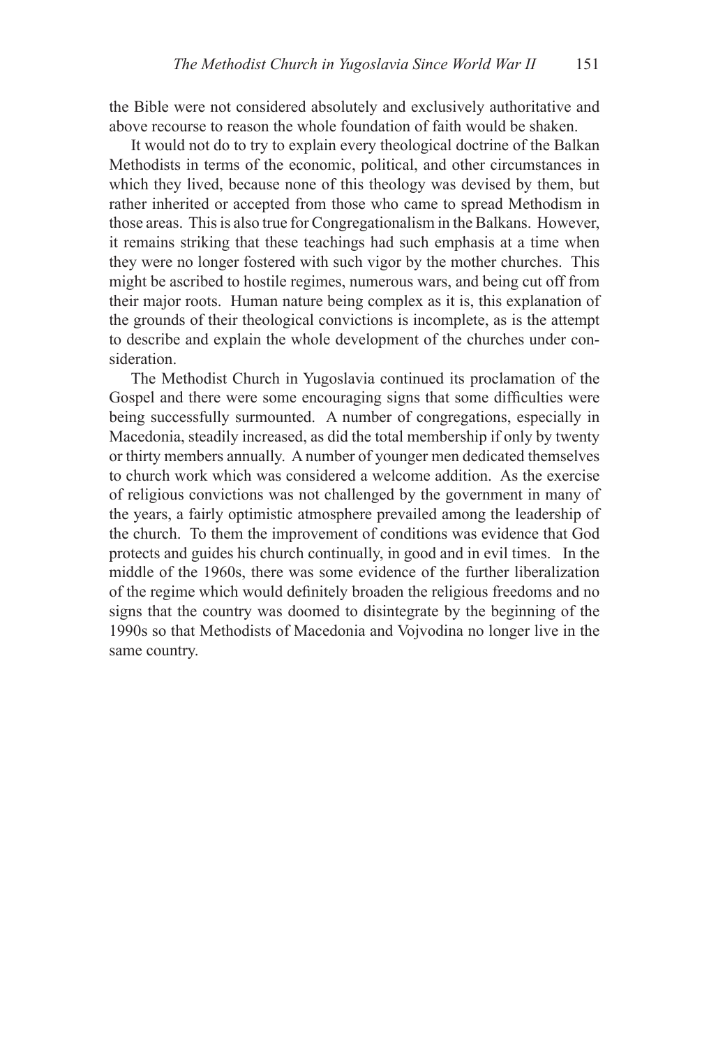the Bible were not considered absolutely and exclusively authoritative and above recourse to reason the whole foundation of faith would be shaken.

It would not do to try to explain every theological doctrine of the Balkan Methodists in terms of the economic, political, and other circumstances in which they lived, because none of this theology was devised by them, but rather inherited or accepted from those who came to spread Methodism in those areas. This is also true for Congregationalism in the Balkans. However, it remains striking that these teachings had such emphasis at a time when they were no longer fostered with such vigor by the mother churches. This might be ascribed to hostile regimes, numerous wars, and being cut off from their major roots. Human nature being complex as it is, this explanation of the grounds of their theological convictions is incomplete, as is the attempt to describe and explain the whole development of the churches under consideration.

The Methodist Church in Yugoslavia continued its proclamation of the Gospel and there were some encouraging signs that some difficulties were being successfully surmounted. A number of congregations, especially in Macedonia, steadily increased, as did the total membership if only by twenty or thirty members annually. A number of younger men dedicated themselves to church work which was considered a welcome addition. As the exercise of religious convictions was not challenged by the government in many of the years, a fairly optimistic atmosphere prevailed among the leadership of the church. To them the improvement of conditions was evidence that God protects and guides his church continually, in good and in evil times. In the middle of the 1960s, there was some evidence of the further liberalization of the regime which would definitely broaden the religious freedoms and no signs that the country was doomed to disintegrate by the beginning of the 1990s so that Methodists of Macedonia and Vojvodina no longer live in the same country.